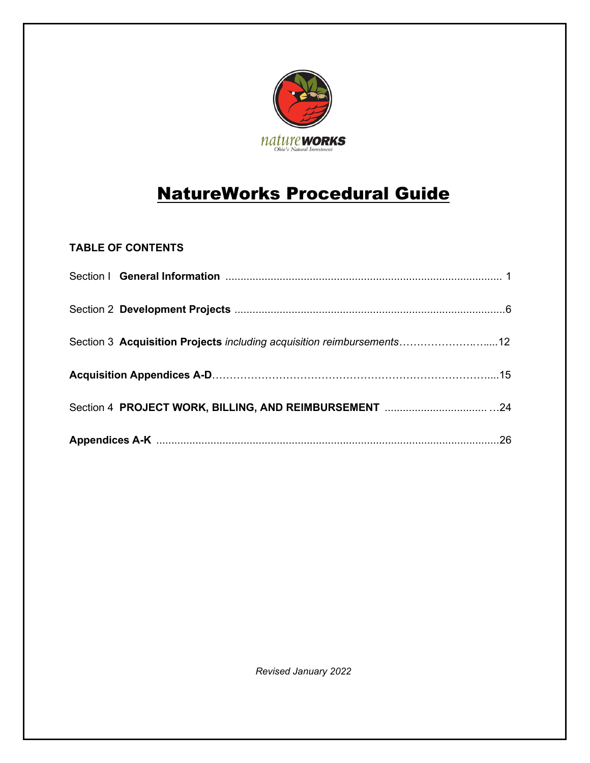# NatureWorks Procedural Guide

**TABLE OF CONTENTS**

Section I **General Information** ........................................................................................... 1

Section 2 **Development Projects** .........................................................................................6

Section 3 **Acquisition Projects** *including acquisition reimbursements*……………………..….....12

**Acquisition Appendices A-D**……………………………………………………………………....15

Section 4 **PROJECT WORK, BILLING, AND REIMBURSEMENT** .................................. …24

**Appendices A-K** .................................................................................................................26

*Revised January 2022*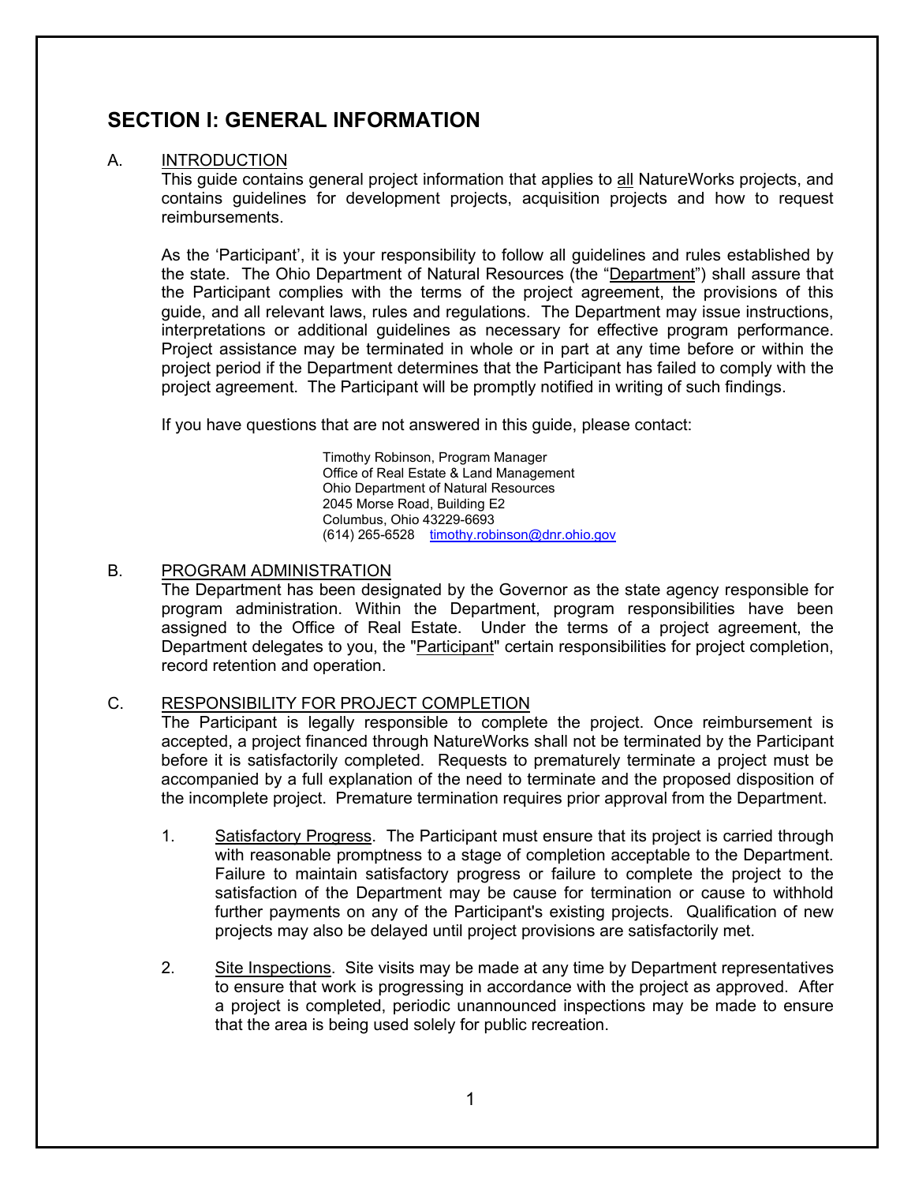# SECTION I: GENERAL INFORMATION

A. <u>INTRODUCTION</u>

This guide contains general project information that applies to <u>all</u> NatureWorks projects, and contains guidelines for development projects, acquisition projects and how to request reimbursements.

As the 'Participant', it is your responsibility to follow all guidelines and rules established by the state. The Ohio Department of Natural Resources (the "<u>Department</u>") shall assure that the Participant complies with the terms of the project agreement, the provisions of this guide, and all relevant laws, rules and regulations. The Department may issue instructions, interpretations or additional guidelines as necessary for effective program performance. Project assistance may be terminated in whole or in part at any time before or within the project period if the Department determines that the Participant has failed to comply with the project agreement. The Participant will be promptly notified in writing of such findings.

If you have questions that are not answered in this guide, please contact:

> Timothy Robinson, Program Manager
> Office of Real Estate & Land Management
> Ohio Department of Natural Resources
> 2045 Morse Road, Building E2
> Columbus, Ohio 43229-6693
> (614) 265-6528 timothy.robinson@dnr.ohio.gov

B. <u>PROGRAM ADMINISTRATION</u>

The Department has been designated by the Governor as the state agency responsible for program administration. Within the Department, program responsibilities have been assigned to the Office of Real Estate. Under the terms of a project agreement, the Department delegates to you, the "<u>Participant</u>" certain responsibilities for project completion, record retention and operation.

C. <u>RESPONSIBILITY FOR PROJECT COMPLETION</u>

The Participant is legally responsible to complete the project. Once reimbursement is accepted, a project financed through NatureWorks shall not be terminated by the Participant before it is satisfactorily completed. Requests to prematurely terminate a project must be accompanied by a full explanation of the need to terminate and the proposed disposition of the incomplete project. Premature termination requires prior approval from the Department.

1. <u>Satisfactory Progress</u>. The Participant must ensure that its project is carried through with reasonable promptness to a stage of completion acceptable to the Department. Failure to maintain satisfactory progress or failure to complete the project to the satisfaction of the Department may be cause for termination or cause to withhold further payments on any of the Participant's existing projects. Qualification of new projects may also be delayed until project provisions are satisfactorily met.

2. <u>Site Inspections</u>. Site visits may be made at any time by Department representatives to ensure that work is progressing in accordance with the project as approved. After a project is completed, periodic unannounced inspections may be made to ensure that the area is being used solely for public recreation.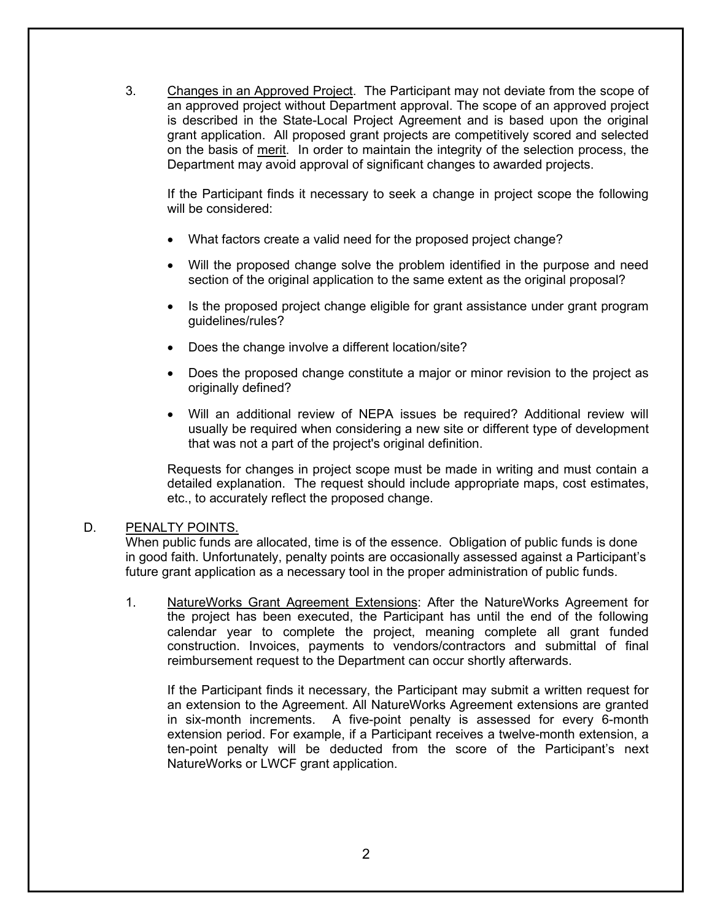3. Changes in an Approved Project. The Participant may not deviate from the scope of an approved project without Department approval. The scope of an approved project is described in the State-Local Project Agreement and is based upon the original grant application. All proposed grant projects are competitively scored and selected on the basis of merit. In order to maintain the integrity of the selection process, the Department may avoid approval of significant changes to awarded projects.

   If the Participant finds it necessary to seek a change in project scope the following will be considered:

   - What factors create a valid need for the proposed project change?
   - Will the proposed change solve the problem identified in the purpose and need section of the original application to the same extent as the original proposal?
   - Is the proposed project change eligible for grant assistance under grant program guidelines/rules?
   - Does the change involve a different location/site?
   - Does the proposed change constitute a major or minor revision to the project as originally defined?
   - Will an additional review of NEPA issues be required? Additional review will usually be required when considering a new site or different type of development that was not a part of the project's original definition.

   Requests for changes in project scope must be made in writing and must contain a detailed explanation. The request should include appropriate maps, cost estimates, etc., to accurately reflect the proposed change.

D. PENALTY POINTS.

When public funds are allocated, time is of the essence. Obligation of public funds is done in good faith. Unfortunately, penalty points are occasionally assessed against a Participant's future grant application as a necessary tool in the proper administration of public funds.

1. NatureWorks Grant Agreement Extensions: After the NatureWorks Agreement for the project has been executed, the Participant has until the end of the following calendar year to complete the project, meaning complete all grant funded construction. Invoices, payments to vendors/contractors and submittal of final reimbursement request to the Department can occur shortly afterwards.

   If the Participant finds it necessary, the Participant may submit a written request for an extension to the Agreement. All NatureWorks Agreement extensions are granted in six-month increments. A five-point penalty is assessed for every 6-month extension period. For example, if a Participant receives a twelve-month extension, a ten-point penalty will be deducted from the score of the Participant's next NatureWorks or LWCF grant application.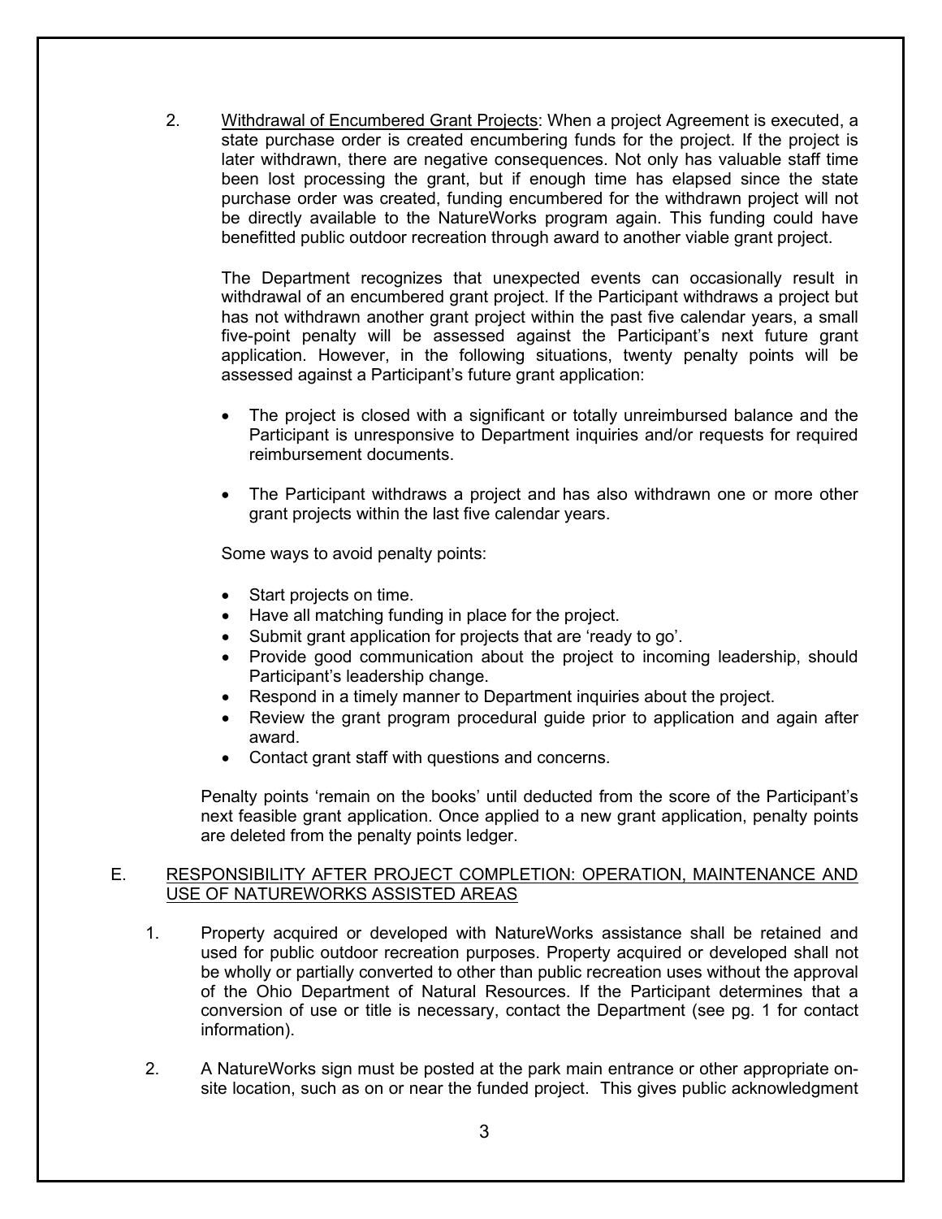2. Withdrawal of Encumbered Grant Projects: When a project Agreement is executed, a state purchase order is created encumbering funds for the project. If the project is later withdrawn, there are negative consequences. Not only has valuable staff time been lost processing the grant, but if enough time has elapsed since the state purchase order was created, funding encumbered for the withdrawn project will not be directly available to the NatureWorks program again. This funding could have benefitted public outdoor recreation through award to another viable grant project.

   The Department recognizes that unexpected events can occasionally result in withdrawal of an encumbered grant project. If the Participant withdraws a project but has not withdrawn another grant project within the past five calendar years, a small five-point penalty will be assessed against the Participant's next future grant application. However, in the following situations, twenty penalty points will be assessed against a Participant's future grant application:

   - The project is closed with a significant or totally unreimbursed balance and the Participant is unresponsive to Department inquiries and/or requests for required reimbursement documents.
   - The Participant withdraws a project and has also withdrawn one or more other grant projects within the last five calendar years.

   Some ways to avoid penalty points:

   - Start projects on time.
   - Have all matching funding in place for the project.
   - Submit grant application for projects that are 'ready to go'.
   - Provide good communication about the project to incoming leadership, should Participant's leadership change.
   - Respond in a timely manner to Department inquiries about the project.
   - Review the grant program procedural guide prior to application and again after award.
   - Contact grant staff with questions and concerns.

   Penalty points 'remain on the books' until deducted from the score of the Participant's next feasible grant application. Once applied to a new grant application, penalty points are deleted from the penalty points ledger.

## E. RESPONSIBILITY AFTER PROJECT COMPLETION: OPERATION, MAINTENANCE AND USE OF NATUREWORKS ASSISTED AREAS

1. Property acquired or developed with NatureWorks assistance shall be retained and used for public outdoor recreation purposes. Property acquired or developed shall not be wholly or partially converted to other than public recreation uses without the approval of the Ohio Department of Natural Resources. If the Participant determines that a conversion of use or title is necessary, contact the Department (see pg. 1 for contact information).

2. A NatureWorks sign must be posted at the park main entrance or other appropriate on-site location, such as on or near the funded project. This gives public acknowledgment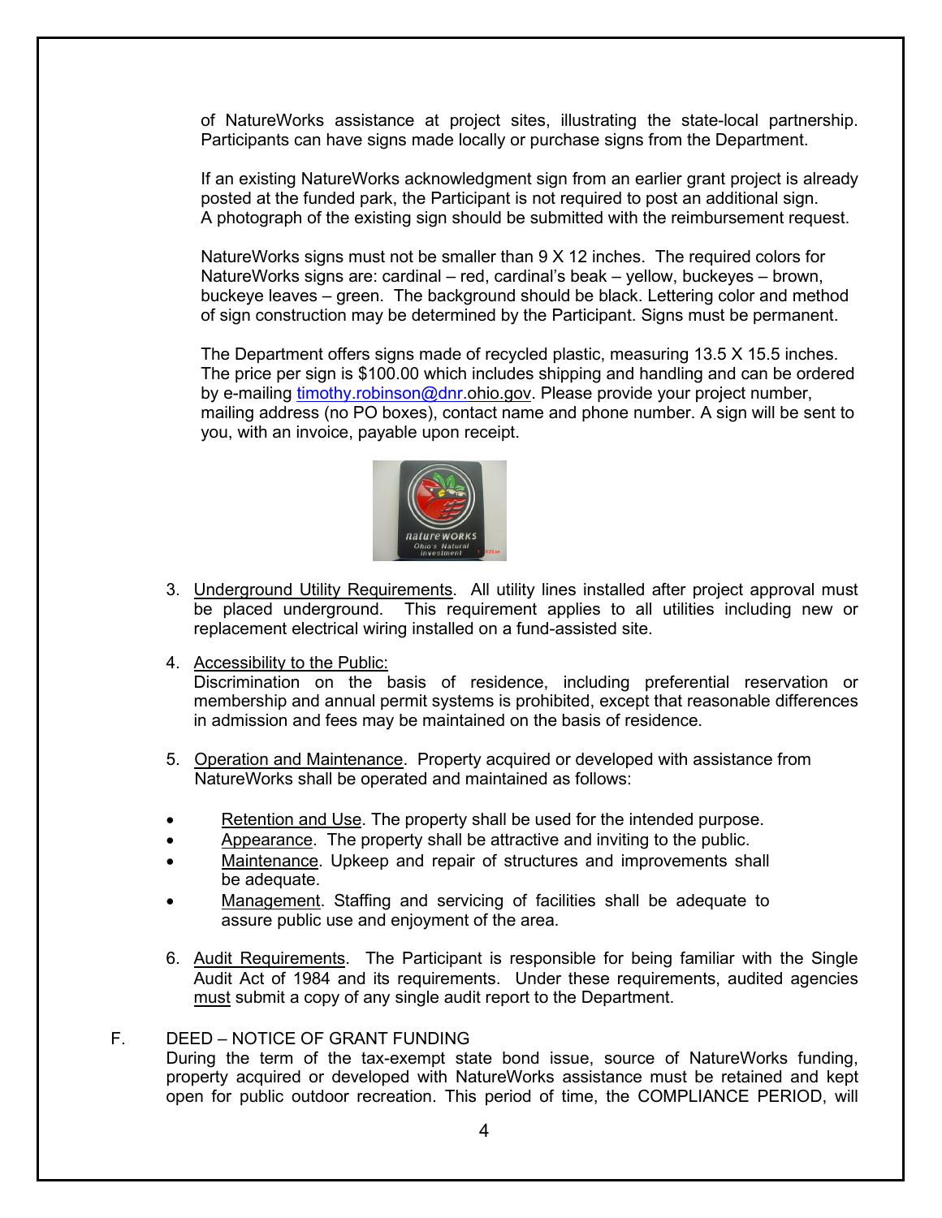of NatureWorks assistance at project sites, illustrating the state-local partnership. Participants can have signs made locally or purchase signs from the Department.

If an existing NatureWorks acknowledgment sign from an earlier grant project is already posted at the funded park, the Participant is not required to post an additional sign. A photograph of the existing sign should be submitted with the reimbursement request.

NatureWorks signs must not be smaller than 9 X 12 inches. The required colors for NatureWorks signs are: cardinal – red, cardinal's beak – yellow, buckeyes – brown, buckeye leaves – green. The background should be black. Lettering color and method of sign construction may be determined by the Participant. Signs must be permanent.

The Department offers signs made of recycled plastic, measuring 13.5 X 15.5 inches. The price per sign is $100.00 which includes shipping and handling and can be ordered by e-mailing timothy.robinson@dnr.ohio.gov. Please provide your project number, mailing address (no PO boxes), contact name and phone number. A sign will be sent to you, with an invoice, payable upon receipt.

3. Underground Utility Requirements. All utility lines installed after project approval must be placed underground. This requirement applies to all utilities including new or replacement electrical wiring installed on a fund-assisted site.

4. Accessibility to the Public:
   Discrimination on the basis of residence, including preferential reservation or membership and annual permit systems is prohibited, except that reasonable differences in admission and fees may be maintained on the basis of residence.

5. Operation and Maintenance. Property acquired or developed with assistance from NatureWorks shall be operated and maintained as follows:

- Retention and Use. The property shall be used for the intended purpose.
- Appearance. The property shall be attractive and inviting to the public.
- Maintenance. Upkeep and repair of structures and improvements shall be adequate.
- Management. Staffing and servicing of facilities shall be adequate to assure public use and enjoyment of the area.

6. Audit Requirements. The Participant is responsible for being familiar with the Single Audit Act of 1984 and its requirements. Under these requirements, audited agencies must submit a copy of any single audit report to the Department.

F. DEED – NOTICE OF GRANT FUNDING

During the term of the tax-exempt state bond issue, source of NatureWorks funding, property acquired or developed with NatureWorks assistance must be retained and kept open for public outdoor recreation. This period of time, the COMPLIANCE PERIOD, will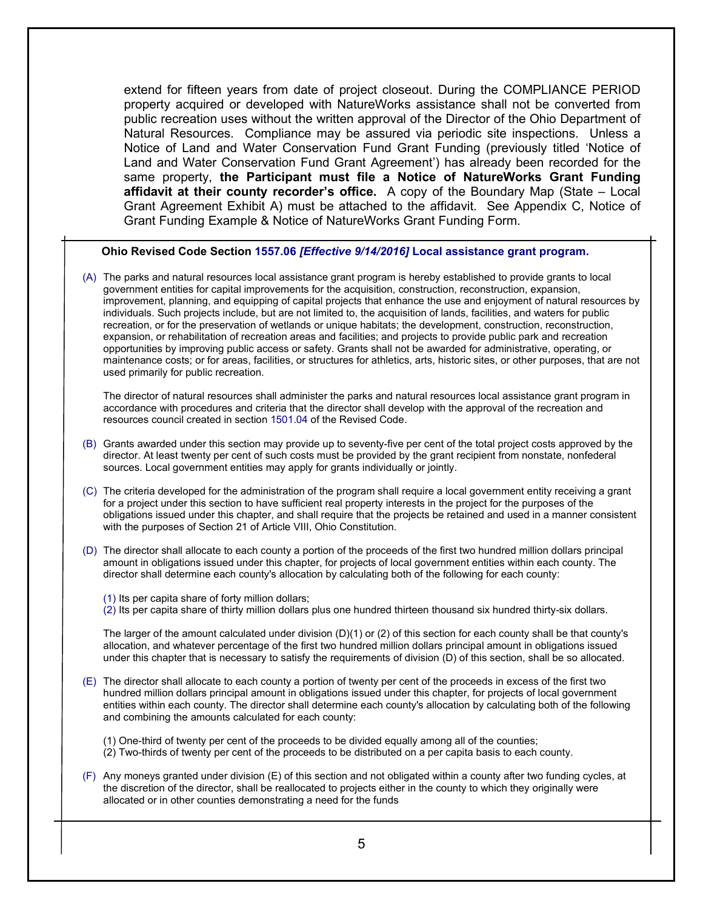extend for fifteen years from date of project closeout. During the COMPLIANCE PERIOD property acquired or developed with NatureWorks assistance shall not be converted from public recreation uses without the written approval of the Director of the Ohio Department of Natural Resources. Compliance may be assured via periodic site inspections. Unless a Notice of Land and Water Conservation Fund Grant Funding (previously titled 'Notice of Land and Water Conservation Fund Grant Agreement') has already been recorded for the same property, **the Participant must file a Notice of NatureWorks Grant Funding affidavit at their county recorder's office.** A copy of the Boundary Map (State – Local Grant Agreement Exhibit A) must be attached to the affidavit. See Appendix C, Notice of Grant Funding Example & Notice of NatureWorks Grant Funding Form.

**Ohio Revised Code Section 1557.06 *[Effective 9/14/2016]* Local assistance grant program.**

(A) The parks and natural resources local assistance grant program is hereby established to provide grants to local government entities for capital improvements for the acquisition, construction, reconstruction, expansion, improvement, planning, and equipping of capital projects that enhance the use and enjoyment of natural resources by individuals. Such projects include, but are not limited to, the acquisition of lands, facilities, and waters for public recreation, or for the preservation of wetlands or unique habitats; the development, construction, reconstruction, expansion, or rehabilitation of recreation areas and facilities; and projects to provide public park and recreation opportunities by improving public access or safety. Grants shall not be awarded for administrative, operating, or maintenance costs; or for areas, facilities, or structures for athletics, arts, historic sites, or other purposes, that are not used primarily for public recreation.

The director of natural resources shall administer the parks and natural resources local assistance grant program in accordance with procedures and criteria that the director shall develop with the approval of the recreation and resources council created in section 1501.04 of the Revised Code.

(B) Grants awarded under this section may provide up to seventy-five per cent of the total project costs approved by the director. At least twenty per cent of such costs must be provided by the grant recipient from nonstate, nonfederal sources. Local government entities may apply for grants individually or jointly.

(C) The criteria developed for the administration of the program shall require a local government entity receiving a grant for a project under this section to have sufficient real property interests in the project for the purposes of the obligations issued under this chapter, and shall require that the projects be retained and used in a manner consistent with the purposes of Section 21 of Article VIII, Ohio Constitution.

(D) The director shall allocate to each county a portion of the proceeds of the first two hundred million dollars principal amount in obligations issued under this chapter, for projects of local government entities within each county. The director shall determine each county's allocation by calculating both of the following for each county:

(1) Its per capita share of forty million dollars;
(2) Its per capita share of thirty million dollars plus one hundred thirteen thousand six hundred thirty-six dollars.

The larger of the amount calculated under division (D)(1) or (2) of this section for each county shall be that county's allocation, and whatever percentage of the first two hundred million dollars principal amount in obligations issued under this chapter that is necessary to satisfy the requirements of division (D) of this section, shall be so allocated.

(E) The director shall allocate to each county a portion of twenty per cent of the proceeds in excess of the first two hundred million dollars principal amount in obligations issued under this chapter, for projects of local government entities within each county. The director shall determine each county's allocation by calculating both of the following and combining the amounts calculated for each county:

(1) One-third of twenty per cent of the proceeds to be divided equally among all of the counties;
(2) Two-thirds of twenty per cent of the proceeds to be distributed on a per capita basis to each county.

(F) Any moneys granted under division (E) of this section and not obligated within a county after two funding cycles, at the discretion of the director, shall be reallocated to projects either in the county to which they originally were allocated or in other counties demonstrating a need for the funds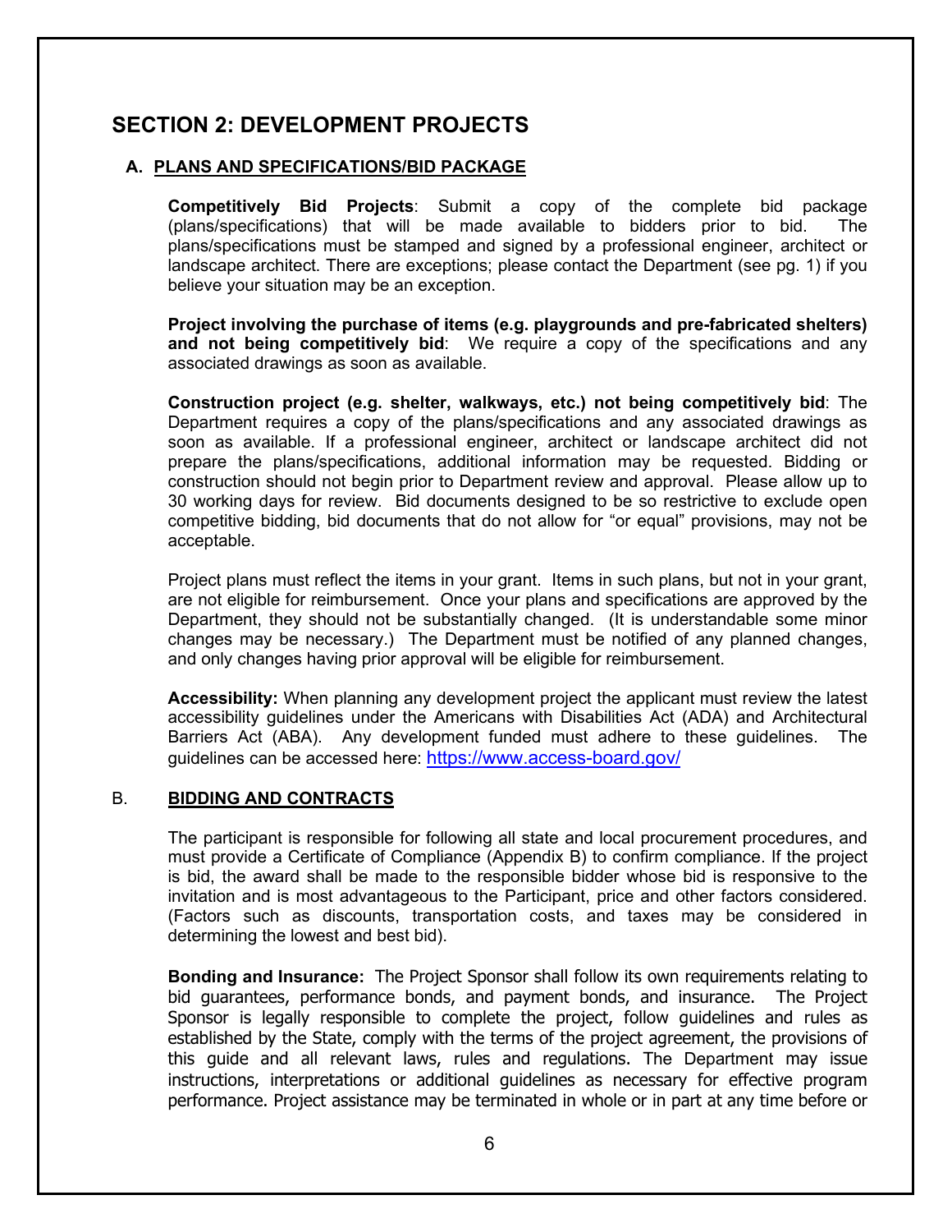## SECTION 2: DEVELOPMENT PROJECTS

### A. PLANS AND SPECIFICATIONS/BID PACKAGE

**Competitively Bid Projects**: Submit a copy of the complete bid package (plans/specifications) that will be made available to bidders prior to bid. The plans/specifications must be stamped and signed by a professional engineer, architect or landscape architect. There are exceptions; please contact the Department (see pg. 1) if you believe your situation may be an exception.

**Project involving the purchase of items (e.g. playgrounds and pre-fabricated shelters) and not being competitively bid**: We require a copy of the specifications and any associated drawings as soon as available.

**Construction project (e.g. shelter, walkways, etc.) not being competitively bid**: The Department requires a copy of the plans/specifications and any associated drawings as soon as available. If a professional engineer, architect or landscape architect did not prepare the plans/specifications, additional information may be requested. Bidding or construction should not begin prior to Department review and approval. Please allow up to 30 working days for review. Bid documents designed to be so restrictive to exclude open competitive bidding, bid documents that do not allow for "or equal" provisions, may not be acceptable.

Project plans must reflect the items in your grant. Items in such plans, but not in your grant, are not eligible for reimbursement. Once your plans and specifications are approved by the Department, they should not be substantially changed. (It is understandable some minor changes may be necessary.) The Department must be notified of any planned changes, and only changes having prior approval will be eligible for reimbursement.

**Accessibility:** When planning any development project the applicant must review the latest accessibility guidelines under the Americans with Disabilities Act (ADA) and Architectural Barriers Act (ABA). Any development funded must adhere to these guidelines. The guidelines can be accessed here: https://www.access-board.gov/

### B. BIDDING AND CONTRACTS

The participant is responsible for following all state and local procurement procedures, and must provide a Certificate of Compliance (Appendix B) to confirm compliance. If the project is bid, the award shall be made to the responsible bidder whose bid is responsive to the invitation and is most advantageous to the Participant, price and other factors considered. (Factors such as discounts, transportation costs, and taxes may be considered in determining the lowest and best bid).

**Bonding and Insurance:** The Project Sponsor shall follow its own requirements relating to bid guarantees, performance bonds, and payment bonds, and insurance. The Project Sponsor is legally responsible to complete the project, follow guidelines and rules as established by the State, comply with the terms of the project agreement, the provisions of this guide and all relevant laws, rules and regulations. The Department may issue instructions, interpretations or additional guidelines as necessary for effective program performance. Project assistance may be terminated in whole or in part at any time before or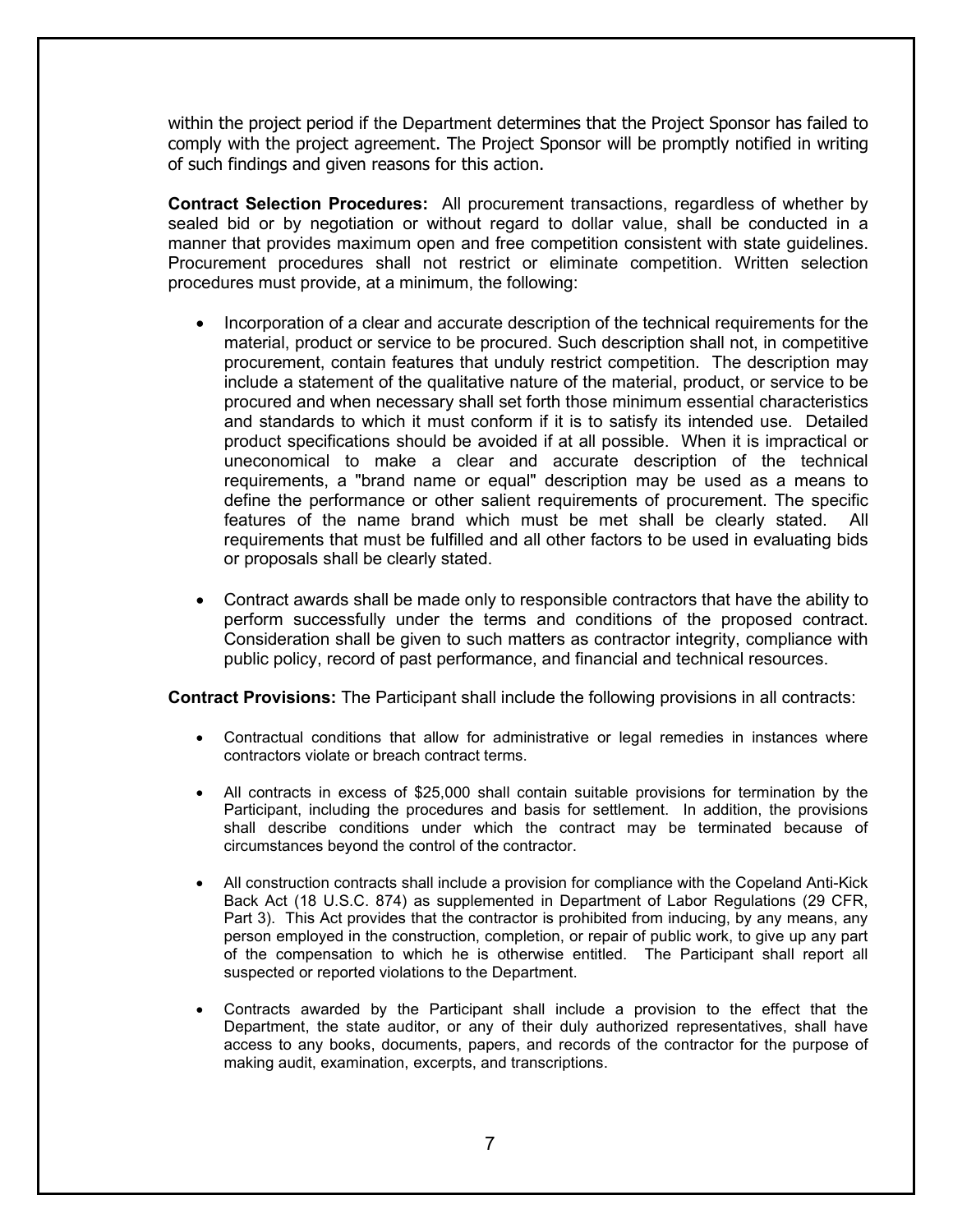within the project period if the Department determines that the Project Sponsor has failed to comply with the project agreement. The Project Sponsor will be promptly notified in writing of such findings and given reasons for this action.

**Contract Selection Procedures:** All procurement transactions, regardless of whether by sealed bid or by negotiation or without regard to dollar value, shall be conducted in a manner that provides maximum open and free competition consistent with state guidelines. Procurement procedures shall not restrict or eliminate competition. Written selection procedures must provide, at a minimum, the following:

- Incorporation of a clear and accurate description of the technical requirements for the material, product or service to be procured. Such description shall not, in competitive procurement, contain features that unduly restrict competition. The description may include a statement of the qualitative nature of the material, product, or service to be procured and when necessary shall set forth those minimum essential characteristics and standards to which it must conform if it is to satisfy its intended use. Detailed product specifications should be avoided if at all possible. When it is impractical or uneconomical to make a clear and accurate description of the technical requirements, a "brand name or equal" description may be used as a means to define the performance or other salient requirements of procurement. The specific features of the name brand which must be met shall be clearly stated. All requirements that must be fulfilled and all other factors to be used in evaluating bids or proposals shall be clearly stated.

- Contract awards shall be made only to responsible contractors that have the ability to perform successfully under the terms and conditions of the proposed contract. Consideration shall be given to such matters as contractor integrity, compliance with public policy, record of past performance, and financial and technical resources.

**Contract Provisions:** The Participant shall include the following provisions in all contracts:

- Contractual conditions that allow for administrative or legal remedies in instances where contractors violate or breach contract terms.

- All contracts in excess of $25,000 shall contain suitable provisions for termination by the Participant, including the procedures and basis for settlement. In addition, the provisions shall describe conditions under which the contract may be terminated because of circumstances beyond the control of the contractor.

- All construction contracts shall include a provision for compliance with the Copeland Anti-Kick Back Act (18 U.S.C. 874) as supplemented in Department of Labor Regulations (29 CFR, Part 3). This Act provides that the contractor is prohibited from inducing, by any means, any person employed in the construction, completion, or repair of public work, to give up any part of the compensation to which he is otherwise entitled. The Participant shall report all suspected or reported violations to the Department.

- Contracts awarded by the Participant shall include a provision to the effect that the Department, the state auditor, or any of their duly authorized representatives, shall have access to any books, documents, papers, and records of the contractor for the purpose of making audit, examination, excerpts, and transcriptions.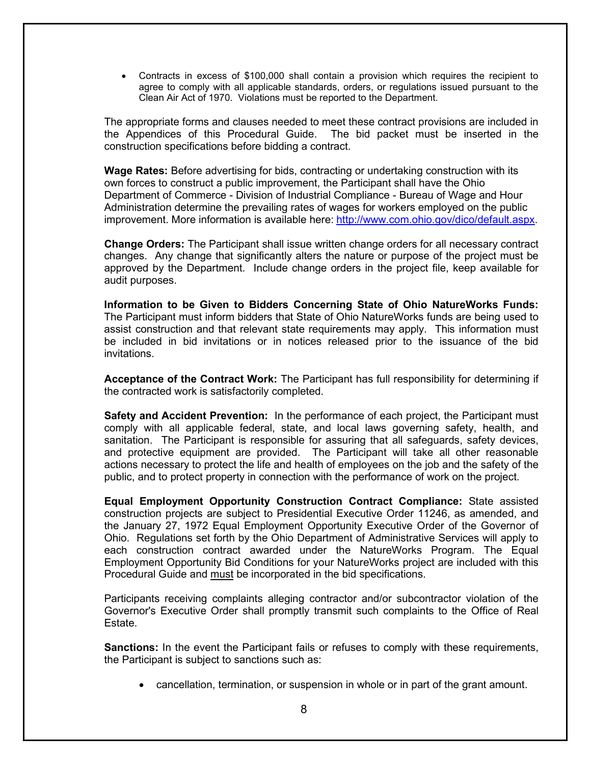- Contracts in excess of $100,000 shall contain a provision which requires the recipient to agree to comply with all applicable standards, orders, or regulations issued pursuant to the Clean Air Act of 1970. Violations must be reported to the Department.

The appropriate forms and clauses needed to meet these contract provisions are included in the Appendices of this Procedural Guide. The bid packet must be inserted in the construction specifications before bidding a contract.

**Wage Rates:** Before advertising for bids, contracting or undertaking construction with its own forces to construct a public improvement, the Participant shall have the Ohio Department of Commerce - Division of Industrial Compliance - Bureau of Wage and Hour Administration determine the prevailing rates of wages for workers employed on the public improvement. More information is available here: http://www.com.ohio.gov/dico/default.aspx.

**Change Orders:** The Participant shall issue written change orders for all necessary contract changes. Any change that significantly alters the nature or purpose of the project must be approved by the Department. Include change orders in the project file, keep available for audit purposes.

**Information to be Given to Bidders Concerning State of Ohio NatureWorks Funds:** The Participant must inform bidders that State of Ohio NatureWorks funds are being used to assist construction and that relevant state requirements may apply. This information must be included in bid invitations or in notices released prior to the issuance of the bid invitations.

**Acceptance of the Contract Work:** The Participant has full responsibility for determining if the contracted work is satisfactorily completed.

**Safety and Accident Prevention:** In the performance of each project, the Participant must comply with all applicable federal, state, and local laws governing safety, health, and sanitation. The Participant is responsible for assuring that all safeguards, safety devices, and protective equipment are provided. The Participant will take all other reasonable actions necessary to protect the life and health of employees on the job and the safety of the public, and to protect property in connection with the performance of work on the project.

**Equal Employment Opportunity Construction Contract Compliance:** State assisted construction projects are subject to Presidential Executive Order 11246, as amended, and the January 27, 1972 Equal Employment Opportunity Executive Order of the Governor of Ohio. Regulations set forth by the Ohio Department of Administrative Services will apply to each construction contract awarded under the NatureWorks Program. The Equal Employment Opportunity Bid Conditions for your NatureWorks project are included with this Procedural Guide and must be incorporated in the bid specifications.

Participants receiving complaints alleging contractor and/or subcontractor violation of the Governor's Executive Order shall promptly transmit such complaints to the Office of Real Estate.

**Sanctions:** In the event the Participant fails or refuses to comply with these requirements, the Participant is subject to sanctions such as:

- cancellation, termination, or suspension in whole or in part of the grant amount.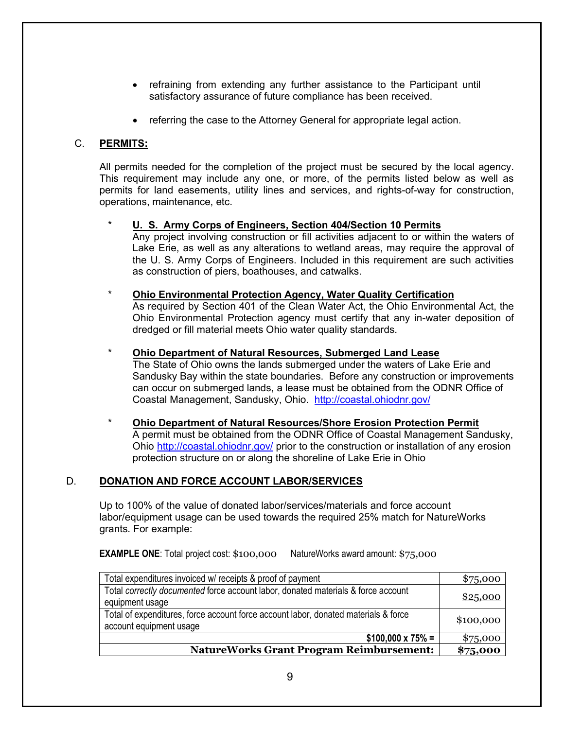- refraining from extending any further assistance to the Participant until satisfactory assurance of future compliance has been received.

- referring the case to the Attorney General for appropriate legal action.

## C. PERMITS:

All permits needed for the completion of the project must be secured by the local agency. This requirement may include any one, or more, of the permits listed below as well as permits for land easements, utility lines and services, and rights-of-way for construction, operations, maintenance, etc.

\* **U. S. Army Corps of Engineers, Section 404/Section 10 Permits**
Any project involving construction or fill activities adjacent to or within the waters of Lake Erie, as well as any alterations to wetland areas, may require the approval of the U. S. Army Corps of Engineers. Included in this requirement are such activities as construction of piers, boathouses, and catwalks.

\* **Ohio Environmental Protection Agency, Water Quality Certification**
As required by Section 401 of the Clean Water Act, the Ohio Environmental Act, the Ohio Environmental Protection agency must certify that any in-water deposition of dredged or fill material meets Ohio water quality standards.

\* **Ohio Department of Natural Resources, Submerged Land Lease**
The State of Ohio owns the lands submerged under the waters of Lake Erie and Sandusky Bay within the state boundaries. Before any construction or improvements can occur on submerged lands, a lease must be obtained from the ODNR Office of Coastal Management, Sandusky, Ohio. http://coastal.ohiodnr.gov/

\* **Ohio Department of Natural Resources/Shore Erosion Protection Permit**
A permit must be obtained from the ODNR Office of Coastal Management Sandusky, Ohio http://coastal.ohiodnr.gov/ prior to the construction or installation of any erosion protection structure on or along the shoreline of Lake Erie in Ohio

## D. DONATION AND FORCE ACCOUNT LABOR/SERVICES

Up to 100% of the value of donated labor/services/materials and force account labor/equipment usage can be used towards the required 25% match for NatureWorks grants. For example:

**EXAMPLE ONE**: Total project cost: $100,000 NatureWorks award amount: $75,000

| | |
|---|---|
| Total expenditures invoiced w/ receipts & proof of payment | $75,000 |
| Total *correctly documented* force account labor, donated materials & force account equipment usage | $25,000 |
| Total of expenditures, force account force account labor, donated materials & force account equipment usage | $100,000 |
| **$100,000 x 75% =** | $75,000 |
| **NatureWorks Grant Program Reimbursement:** | **$75,000** |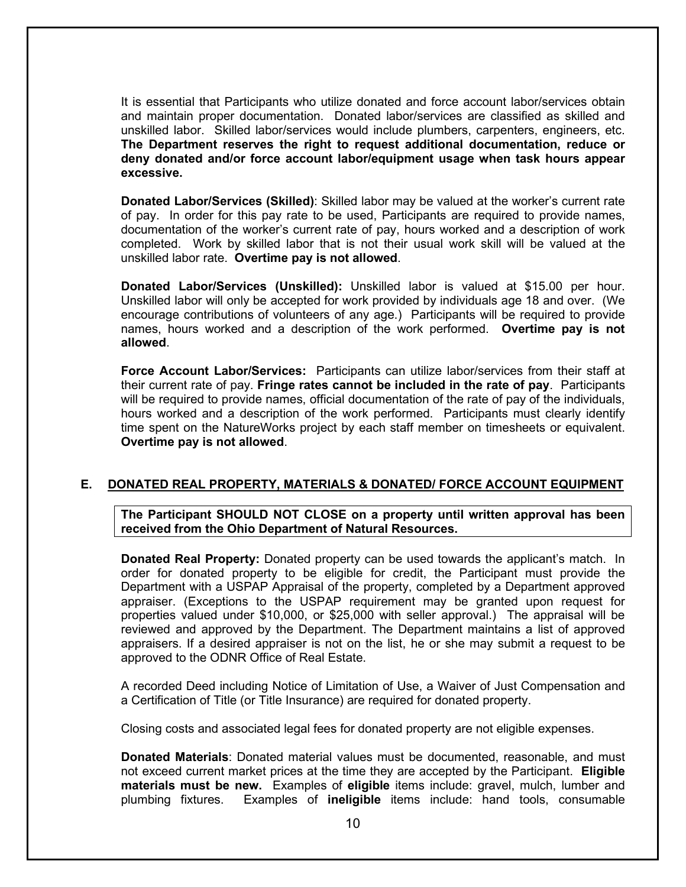It is essential that Participants who utilize donated and force account labor/services obtain and maintain proper documentation. Donated labor/services are classified as skilled and unskilled labor. Skilled labor/services would include plumbers, carpenters, engineers, etc. **The Department reserves the right to request additional documentation, reduce or deny donated and/or force account labor/equipment usage when task hours appear excessive.**

**Donated Labor/Services (Skilled)**: Skilled labor may be valued at the worker's current rate of pay. In order for this pay rate to be used, Participants are required to provide names, documentation of the worker's current rate of pay, hours worked and a description of work completed. Work by skilled labor that is not their usual work skill will be valued at the unskilled labor rate. **Overtime pay is not allowed**.

**Donated Labor/Services (Unskilled):** Unskilled labor is valued at $15.00 per hour. Unskilled labor will only be accepted for work provided by individuals age 18 and over. (We encourage contributions of volunteers of any age.) Participants will be required to provide names, hours worked and a description of the work performed. **Overtime pay is not allowed**.

**Force Account Labor/Services:** Participants can utilize labor/services from their staff at their current rate of pay. **Fringe rates cannot be included in the rate of pay**. Participants will be required to provide names, official documentation of the rate of pay of the individuals, hours worked and a description of the work performed. Participants must clearly identify time spent on the NatureWorks project by each staff member on timesheets or equivalent. **Overtime pay is not allowed**.

## E. DONATED REAL PROPERTY, MATERIALS & DONATED/ FORCE ACCOUNT EQUIPMENT

**The Participant SHOULD NOT CLOSE on a property until written approval has been received from the Ohio Department of Natural Resources.**

**Donated Real Property:** Donated property can be used towards the applicant's match. In order for donated property to be eligible for credit, the Participant must provide the Department with a USPAP Appraisal of the property, completed by a Department approved appraiser. (Exceptions to the USPAP requirement may be granted upon request for properties valued under $10,000, or $25,000 with seller approval.) The appraisal will be reviewed and approved by the Department. The Department maintains a list of approved appraisers. If a desired appraiser is not on the list, he or she may submit a request to be approved to the ODNR Office of Real Estate.

A recorded Deed including Notice of Limitation of Use, a Waiver of Just Compensation and a Certification of Title (or Title Insurance) are required for donated property.

Closing costs and associated legal fees for donated property are not eligible expenses.

**Donated Materials**: Donated material values must be documented, reasonable, and must not exceed current market prices at the time they are accepted by the Participant. **Eligible materials must be new.** Examples of **eligible** items include: gravel, mulch, lumber and plumbing fixtures. Examples of **ineligible** items include: hand tools, consumable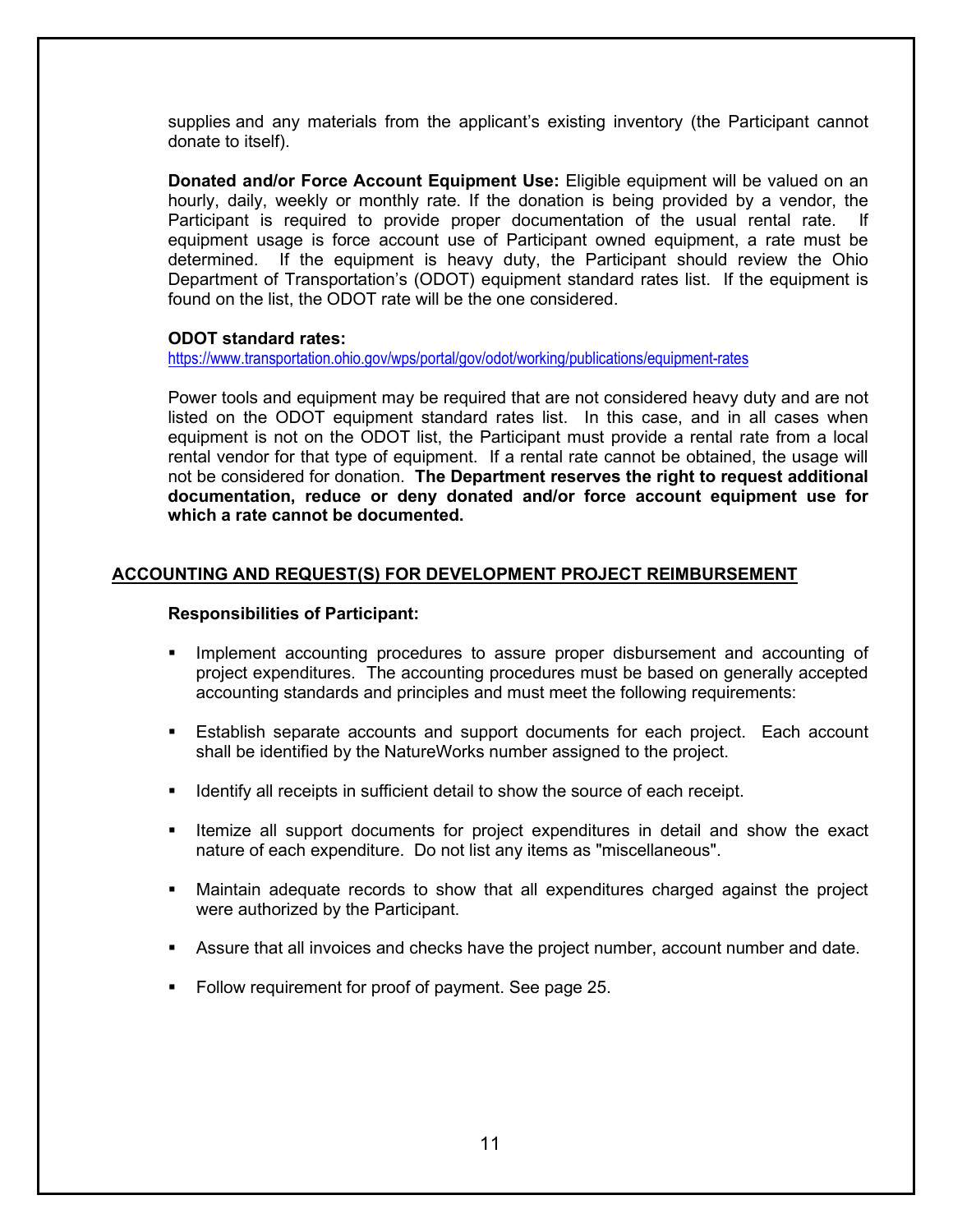supplies and any materials from the applicant's existing inventory (the Participant cannot donate to itself).

**Donated and/or Force Account Equipment Use:** Eligible equipment will be valued on an hourly, daily, weekly or monthly rate. If the donation is being provided by a vendor, the Participant is required to provide proper documentation of the usual rental rate. If equipment usage is force account use of Participant owned equipment, a rate must be determined. If the equipment is heavy duty, the Participant should review the Ohio Department of Transportation's (ODOT) equipment standard rates list. If the equipment is found on the list, the ODOT rate will be the one considered.

**ODOT standard rates:**
https://www.transportation.ohio.gov/wps/portal/gov/odot/working/publications/equipment-rates

Power tools and equipment may be required that are not considered heavy duty and are not listed on the ODOT equipment standard rates list. In this case, and in all cases when equipment is not on the ODOT list, the Participant must provide a rental rate from a local rental vendor for that type of equipment. If a rental rate cannot be obtained, the usage will not be considered for donation. **The Department reserves the right to request additional documentation, reduce or deny donated and/or force account equipment use for which a rate cannot be documented.**

## ACCOUNTING AND REQUEST(S) FOR DEVELOPMENT PROJECT REIMBURSEMENT

**Responsibilities of Participant:**

- Implement accounting procedures to assure proper disbursement and accounting of project expenditures. The accounting procedures must be based on generally accepted accounting standards and principles and must meet the following requirements:
- Establish separate accounts and support documents for each project. Each account shall be identified by the NatureWorks number assigned to the project.
- Identify all receipts in sufficient detail to show the source of each receipt.
- Itemize all support documents for project expenditures in detail and show the exact nature of each expenditure. Do not list any items as "miscellaneous".
- Maintain adequate records to show that all expenditures charged against the project were authorized by the Participant.
- Assure that all invoices and checks have the project number, account number and date.
- Follow requirement for proof of payment. See page 25.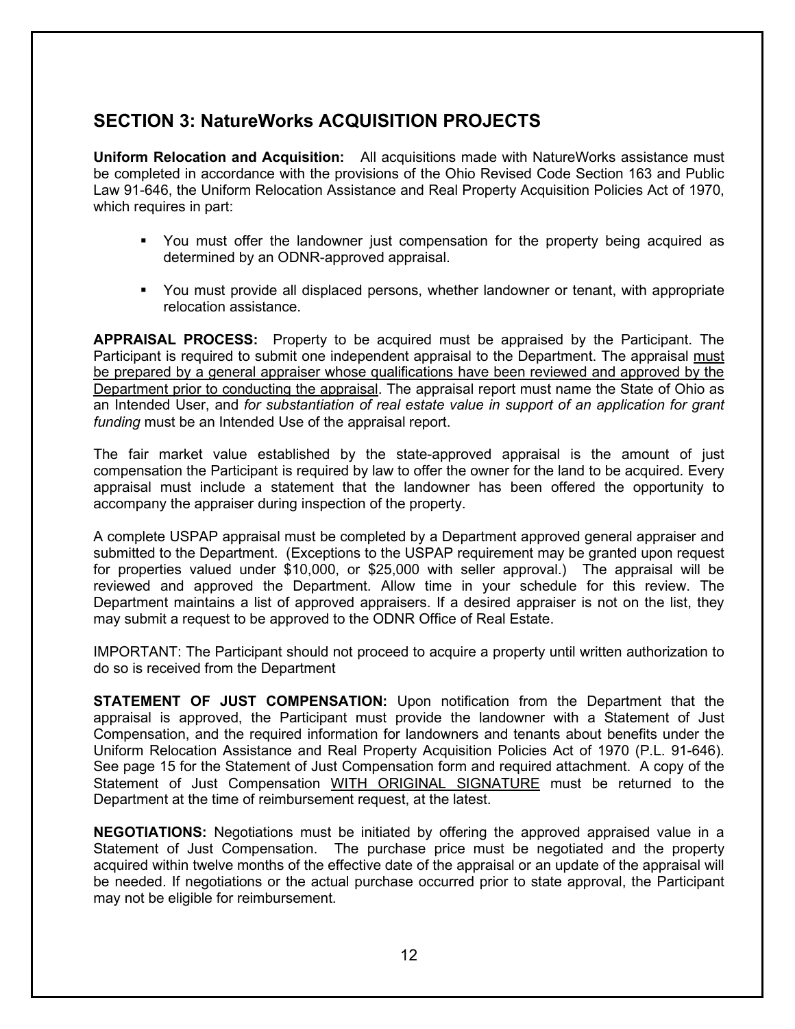## SECTION 3: NatureWorks ACQUISITION PROJECTS

**Uniform Relocation and Acquisition:** All acquisitions made with NatureWorks assistance must be completed in accordance with the provisions of the Ohio Revised Code Section 163 and Public Law 91-646, the Uniform Relocation Assistance and Real Property Acquisition Policies Act of 1970, which requires in part:

- You must offer the landowner just compensation for the property being acquired as determined by an ODNR-approved appraisal.
- You must provide all displaced persons, whether landowner or tenant, with appropriate relocation assistance.

**APPRAISAL PROCESS:** Property to be acquired must be appraised by the Participant. The Participant is required to submit one independent appraisal to the Department. The appraisal <u>must be prepared by a general appraiser whose qualifications have been reviewed and approved by the Department prior to conducting the appraisal</u>. The appraisal report must name the State of Ohio as an Intended User, and *for substantiation of real estate value in support of an application for grant funding* must be an Intended Use of the appraisal report.

The fair market value established by the state-approved appraisal is the amount of just compensation the Participant is required by law to offer the owner for the land to be acquired. Every appraisal must include a statement that the landowner has been offered the opportunity to accompany the appraiser during inspection of the property.

A complete USPAP appraisal must be completed by a Department approved general appraiser and submitted to the Department. (Exceptions to the USPAP requirement may be granted upon request for properties valued under $10,000, or $25,000 with seller approval.) The appraisal will be reviewed and approved the Department. Allow time in your schedule for this review. The Department maintains a list of approved appraisers. If a desired appraiser is not on the list, they may submit a request to be approved to the ODNR Office of Real Estate.

IMPORTANT: The Participant should not proceed to acquire a property until written authorization to do so is received from the Department

**STATEMENT OF JUST COMPENSATION:** Upon notification from the Department that the appraisal is approved, the Participant must provide the landowner with a Statement of Just Compensation, and the required information for landowners and tenants about benefits under the Uniform Relocation Assistance and Real Property Acquisition Policies Act of 1970 (P.L. 91-646). See page 15 for the Statement of Just Compensation form and required attachment. A copy of the Statement of Just Compensation <u>WITH ORIGINAL SIGNATURE</u> must be returned to the Department at the time of reimbursement request, at the latest.

**NEGOTIATIONS:** Negotiations must be initiated by offering the approved appraised value in a Statement of Just Compensation. The purchase price must be negotiated and the property acquired within twelve months of the effective date of the appraisal or an update of the appraisal will be needed. If negotiations or the actual purchase occurred prior to state approval, the Participant may not be eligible for reimbursement.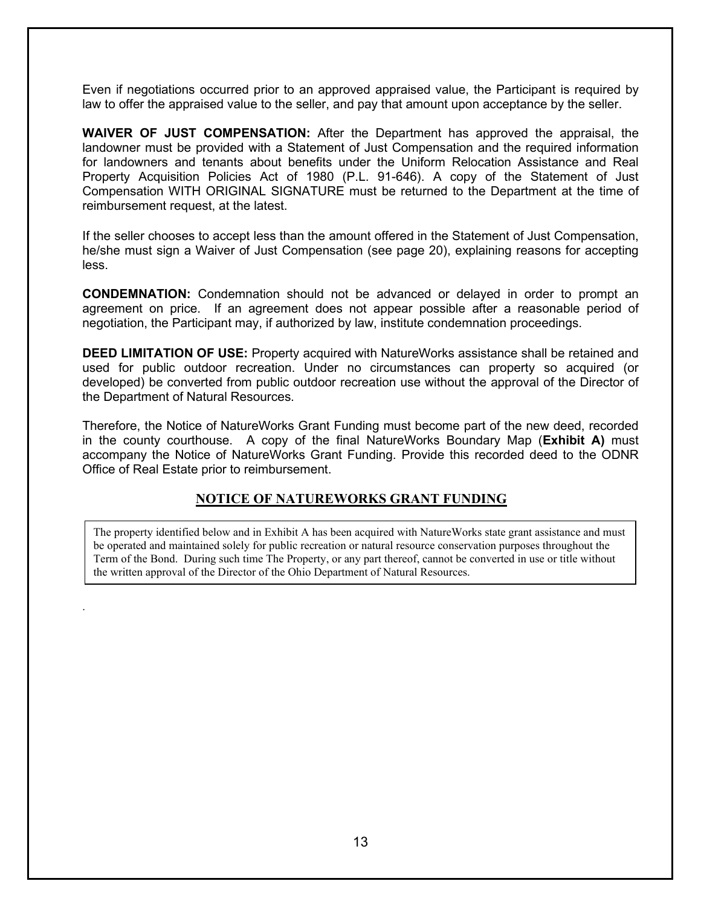Even if negotiations occurred prior to an approved appraised value, the Participant is required by law to offer the appraised value to the seller, and pay that amount upon acceptance by the seller.

**WAIVER OF JUST COMPENSATION:** After the Department has approved the appraisal, the landowner must be provided with a Statement of Just Compensation and the required information for landowners and tenants about benefits under the Uniform Relocation Assistance and Real Property Acquisition Policies Act of 1980 (P.L. 91-646). A copy of the Statement of Just Compensation WITH ORIGINAL SIGNATURE must be returned to the Department at the time of reimbursement request, at the latest.

If the seller chooses to accept less than the amount offered in the Statement of Just Compensation, he/she must sign a Waiver of Just Compensation (see page 20), explaining reasons for accepting less.

**CONDEMNATION:** Condemnation should not be advanced or delayed in order to prompt an agreement on price. If an agreement does not appear possible after a reasonable period of negotiation, the Participant may, if authorized by law, institute condemnation proceedings.

**DEED LIMITATION OF USE:** Property acquired with NatureWorks assistance shall be retained and used for public outdoor recreation. Under no circumstances can property so acquired (or developed) be converted from public outdoor recreation use without the approval of the Director of the Department of Natural Resources.

Therefore, the Notice of NatureWorks Grant Funding must become part of the new deed, recorded in the county courthouse. A copy of the final NatureWorks Boundary Map (**Exhibit A)** must accompany the Notice of NatureWorks Grant Funding. Provide this recorded deed to the ODNR Office of Real Estate prior to reimbursement.

## NOTICE OF NATUREWORKS GRANT FUNDING

The property identified below and in Exhibit A has been acquired with NatureWorks state grant assistance and must be operated and maintained solely for public recreation or natural resource conservation purposes throughout the Term of the Bond. During such time The Property, or any part thereof, cannot be converted in use or title without the written approval of the Director of the Ohio Department of Natural Resources.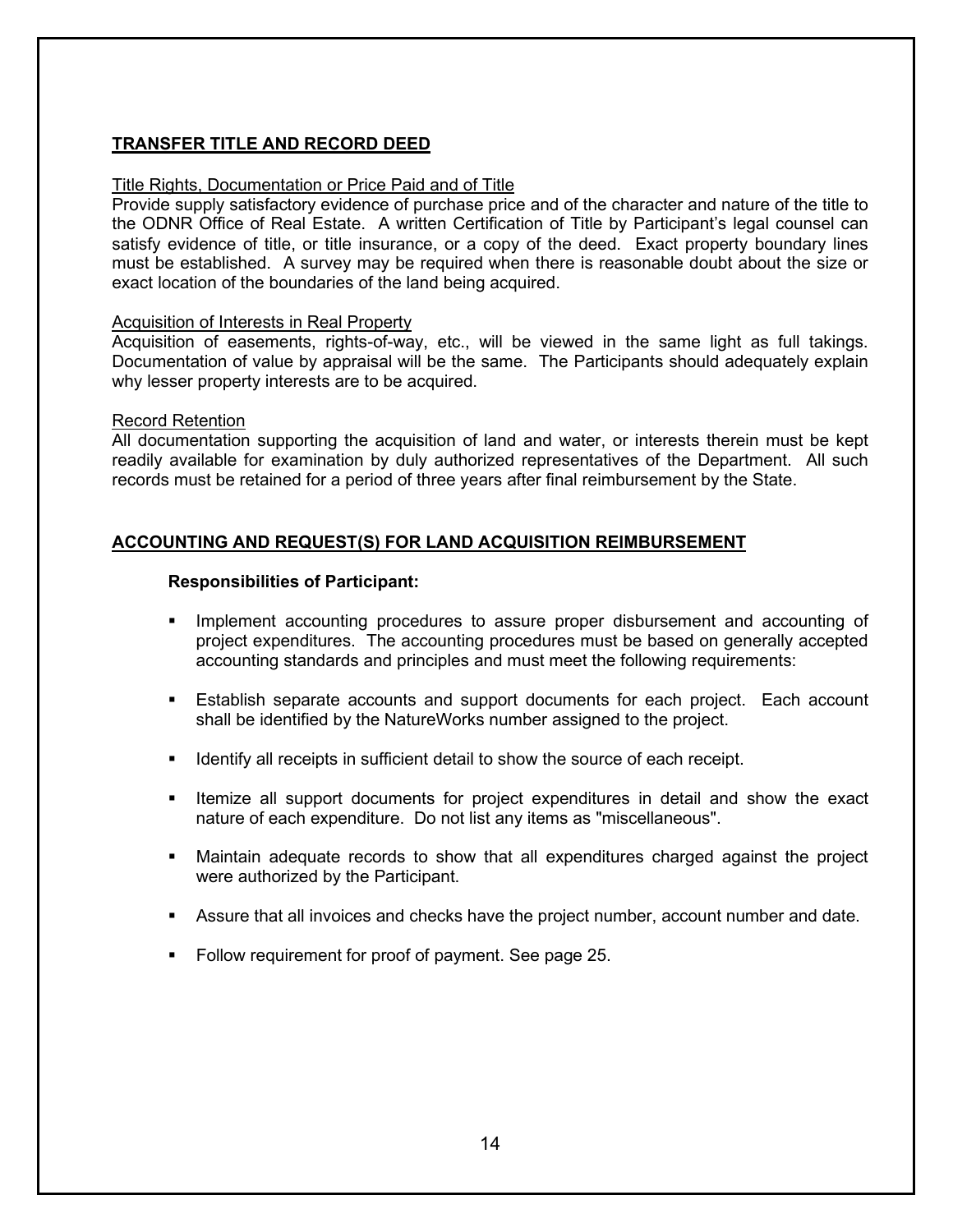## TRANSFER TITLE AND RECORD DEED

Title Rights, Documentation or Price Paid and of Title

Provide supply satisfactory evidence of purchase price and of the character and nature of the title to the ODNR Office of Real Estate. A written Certification of Title by Participant's legal counsel can satisfy evidence of title, or title insurance, or a copy of the deed. Exact property boundary lines must be established. A survey may be required when there is reasonable doubt about the size or exact location of the boundaries of the land being acquired.

Acquisition of Interests in Real Property

Acquisition of easements, rights-of-way, etc., will be viewed in the same light as full takings. Documentation of value by appraisal will be the same. The Participants should adequately explain why lesser property interests are to be acquired.

Record Retention

All documentation supporting the acquisition of land and water, or interests therein must be kept readily available for examination by duly authorized representatives of the Department. All such records must be retained for a period of three years after final reimbursement by the State.

## ACCOUNTING AND REQUEST(S) FOR LAND ACQUISITION REIMBURSEMENT

**Responsibilities of Participant:**

- Implement accounting procedures to assure proper disbursement and accounting of project expenditures. The accounting procedures must be based on generally accepted accounting standards and principles and must meet the following requirements:
- Establish separate accounts and support documents for each project. Each account shall be identified by the NatureWorks number assigned to the project.
- Identify all receipts in sufficient detail to show the source of each receipt.
- Itemize all support documents for project expenditures in detail and show the exact nature of each expenditure. Do not list any items as "miscellaneous".
- Maintain adequate records to show that all expenditures charged against the project were authorized by the Participant.
- Assure that all invoices and checks have the project number, account number and date.
- Follow requirement for proof of payment. See page 25.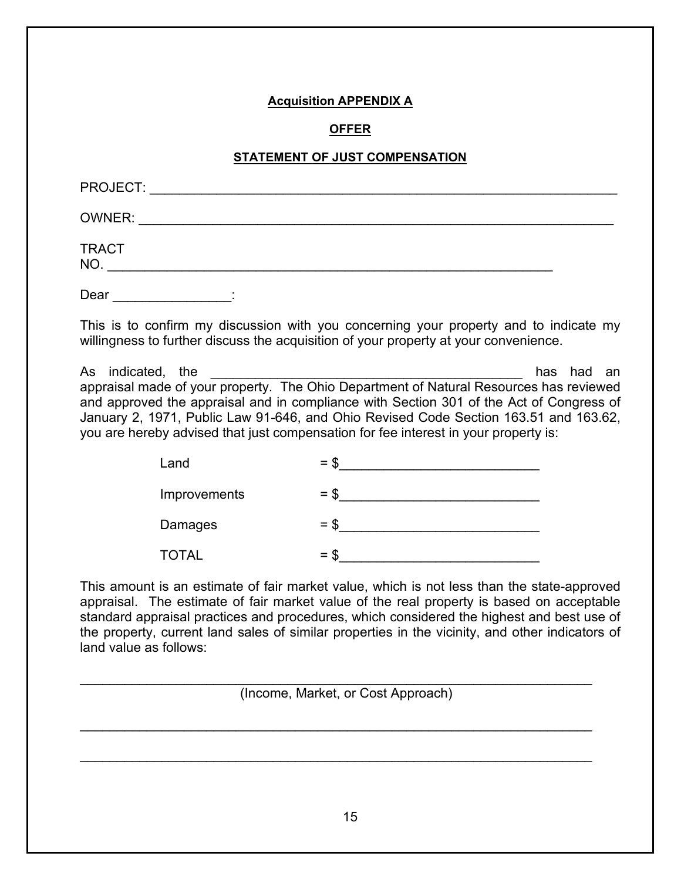**Acquisition APPENDIX A**

**OFFER**

**STATEMENT OF JUST COMPENSATION**

PROJECT: ___________________________________________________________

OWNER: ____________________________________________________________

TRACT
NO. _______________________________________________________

Dear ________________:

This is to confirm my discussion with you concerning your property and to indicate my willingness to further discuss the acquisition of your property at your convenience.

As indicated, the ________________________________________ has had an appraisal made of your property. The Ohio Department of Natural Resources has reviewed and approved the appraisal and in compliance with Section 301 of the Act of Congress of January 2, 1971, Public Law 91-646, and Ohio Revised Code Section 163.51 and 163.62, you are hereby advised that just compensation for fee interest in your property is:

| | |
|---|---|
| Land | = $__________________________ |
| Improvements | = $__________________________ |
| Damages | = $__________________________ |
| TOTAL | = $__________________________ |

This amount is an estimate of fair market value, which is not less than the state-approved appraisal. The estimate of fair market value of the real property is based on acceptable standard appraisal practices and procedures, which considered the highest and best use of the property, current land sales of similar properties in the vicinity, and other indicators of land value as follows:

_____________________________________________________________________
(Income, Market, or Cost Approach)

_____________________________________________________________________

_____________________________________________________________________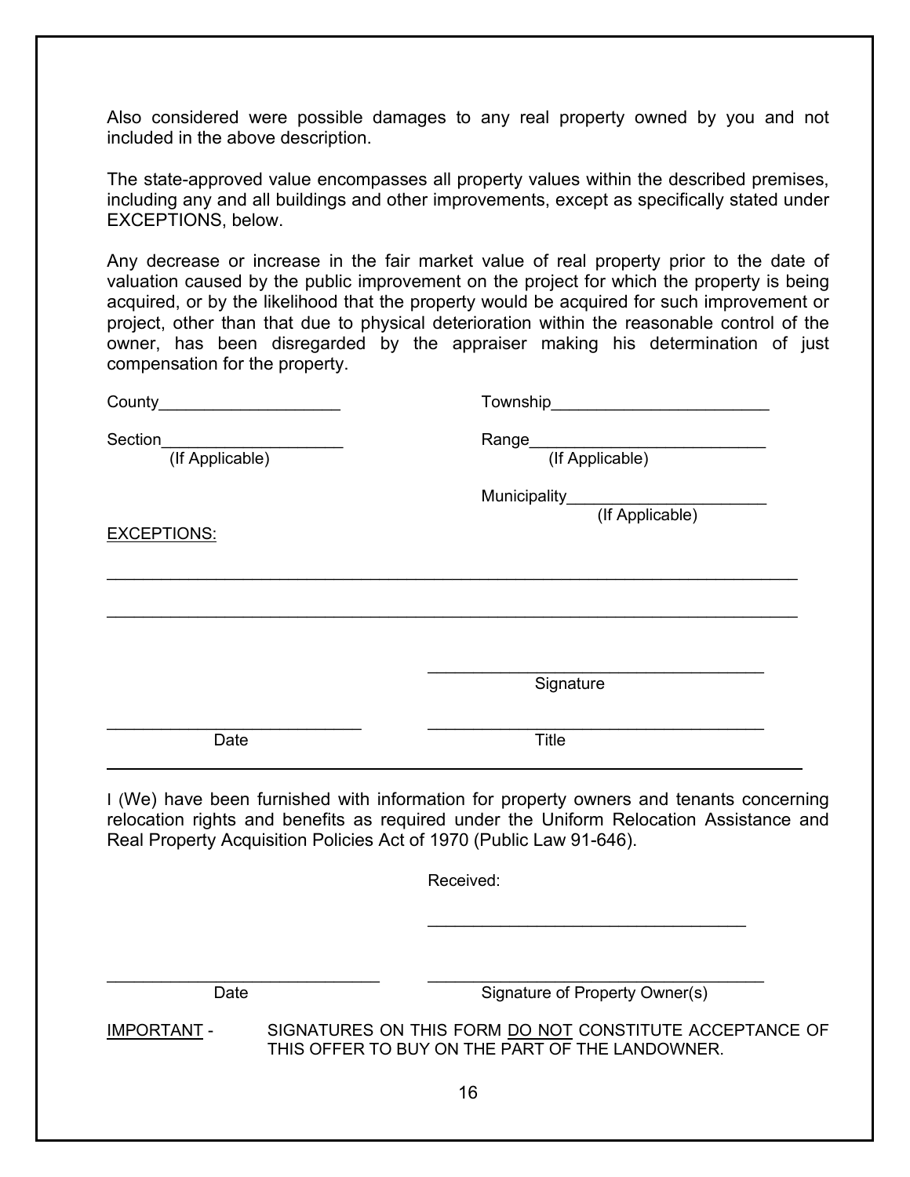Also considered were possible damages to any real property owned by you and not included in the above description.

The state-approved value encompasses all property values within the described premises, including any and all buildings and other improvements, except as specifically stated under EXCEPTIONS, below.

Any decrease or increase in the fair market value of real property prior to the date of valuation caused by the public improvement on the project for which the property is being acquired, or by the likelihood that the property would be acquired for such improvement or project, other than that due to physical deterioration within the reasonable control of the owner, has been disregarded by the appraiser making his determination of just compensation for the property.

County____________________ Township________________________

Section____________________ (If Applicable) Range__________________________ (If Applicable)

Municipality______________________ (If Applicable)

EXCEPTIONS:

___________________________________________________________________________

___________________________________________________________________________

_____________________________________
Signature

___________________________ _____________________________________
Date Title

---

I (We) have been furnished with information for property owners and tenants concerning relocation rights and benefits as required under the Uniform Relocation Assistance and Real Property Acquisition Policies Act of 1970 (Public Law 91-646).

Received:

___________________________________

______________________________ _____________________________________
Date Signature of Property Owner(s)

IMPORTANT - SIGNATURES ON THIS FORM DO NOT CONSTITUTE ACCEPTANCE OF THIS OFFER TO BUY ON THE PART OF THE LANDOWNER.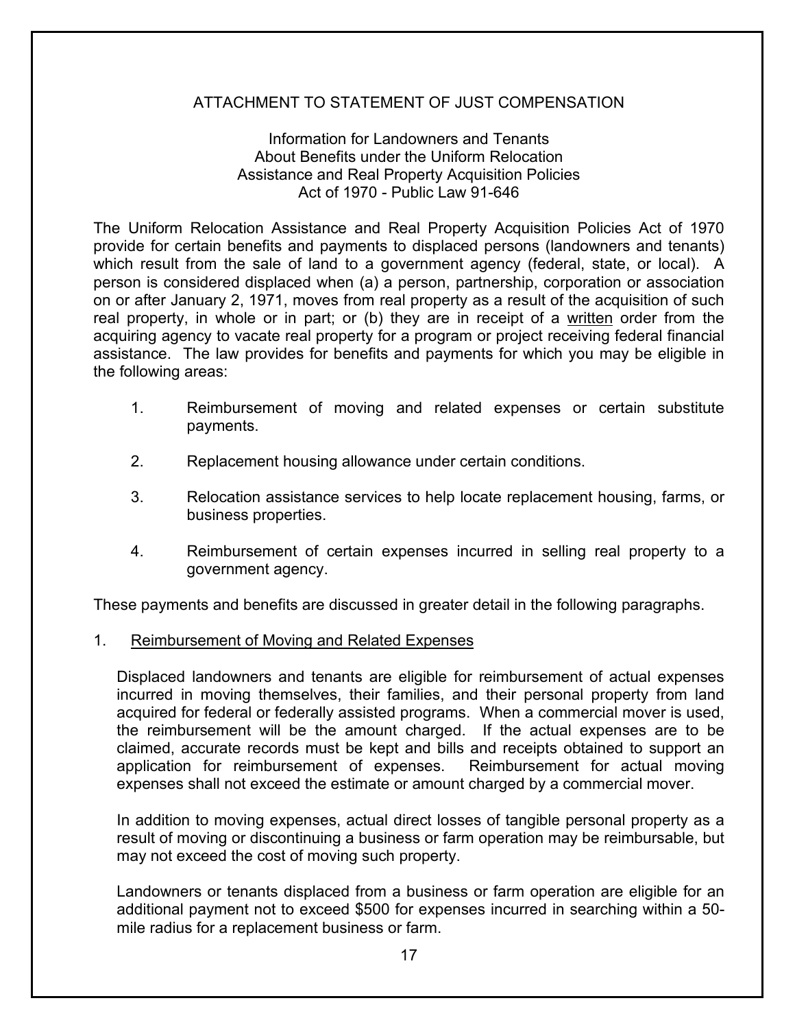# ATTACHMENT TO STATEMENT OF JUST COMPENSATION

## Information for Landowners and Tenants About Benefits under the Uniform Relocation Assistance and Real Property Acquisition Policies Act of 1970 - Public Law 91-646

The Uniform Relocation Assistance and Real Property Acquisition Policies Act of 1970 provide for certain benefits and payments to displaced persons (landowners and tenants) which result from the sale of land to a government agency (federal, state, or local). A person is considered displaced when (a) a person, partnership, corporation or association on or after January 2, 1971, moves from real property as a result of the acquisition of such real property, in whole or in part; or (b) they are in receipt of a <u>written</u> order from the acquiring agency to vacate real property for a program or project receiving federal financial assistance. The law provides for benefits and payments for which you may be eligible in the following areas:

1. Reimbursement of moving and related expenses or certain substitute payments.
2. Replacement housing allowance under certain conditions.
3. Relocation assistance services to help locate replacement housing, farms, or business properties.
4. Reimbursement of certain expenses incurred in selling real property to a government agency.

These payments and benefits are discussed in greater detail in the following paragraphs.

1. <u>Reimbursement of Moving and Related Expenses</u>

Displaced landowners and tenants are eligible for reimbursement of actual expenses incurred in moving themselves, their families, and their personal property from land acquired for federal or federally assisted programs. When a commercial mover is used, the reimbursement will be the amount charged. If the actual expenses are to be claimed, accurate records must be kept and bills and receipts obtained to support an application for reimbursement of expenses. Reimbursement for actual moving expenses shall not exceed the estimate or amount charged by a commercial mover.

In addition to moving expenses, actual direct losses of tangible personal property as a result of moving or discontinuing a business or farm operation may be reimbursable, but may not exceed the cost of moving such property.

Landowners or tenants displaced from a business or farm operation are eligible for an additional payment not to exceed $500 for expenses incurred in searching within a 50-mile radius for a replacement business or farm.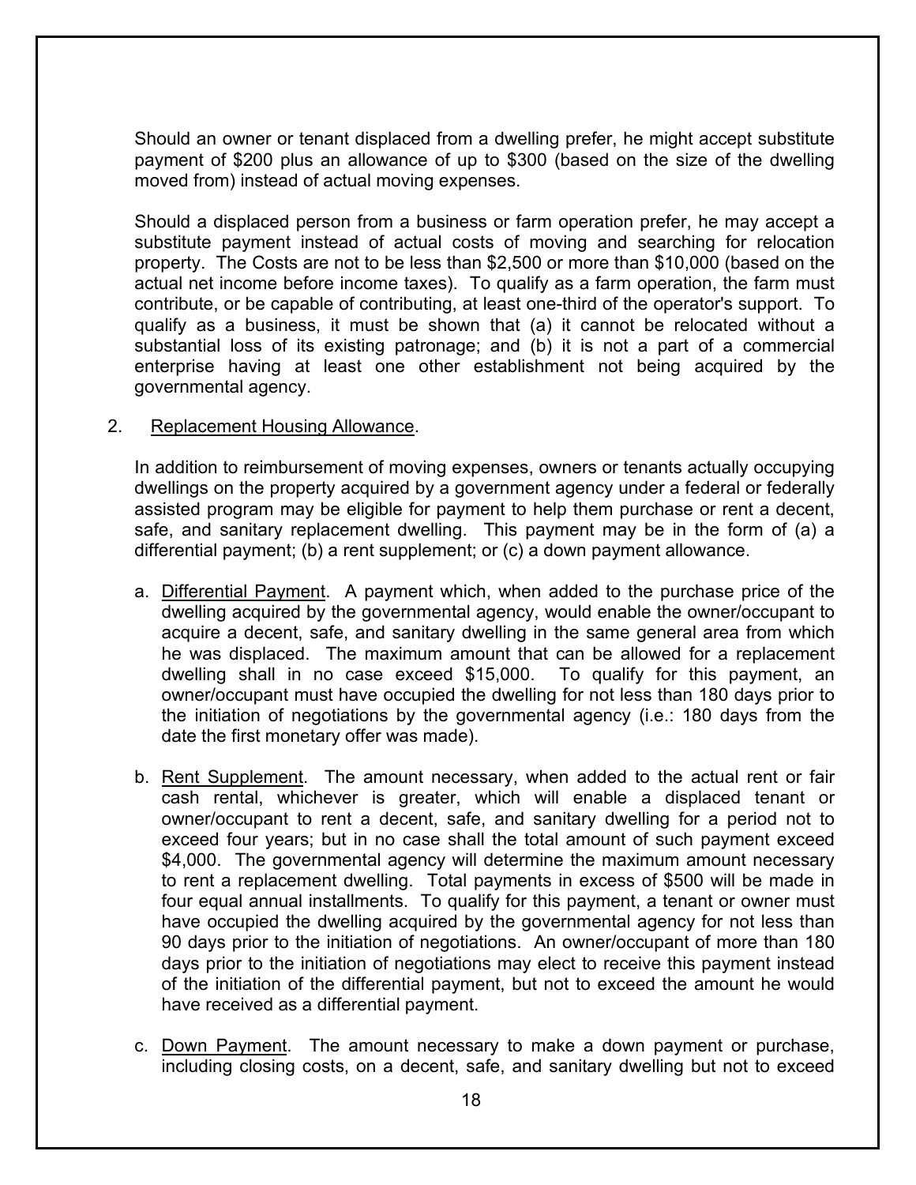Should an owner or tenant displaced from a dwelling prefer, he might accept substitute payment of $200 plus an allowance of up to $300 (based on the size of the dwelling moved from) instead of actual moving expenses.

Should a displaced person from a business or farm operation prefer, he may accept a substitute payment instead of actual costs of moving and searching for relocation property. The Costs are not to be less than $2,500 or more than $10,000 (based on the actual net income before income taxes). To qualify as a farm operation, the farm must contribute, or be capable of contributing, at least one-third of the operator's support. To qualify as a business, it must be shown that (a) it cannot be relocated without a substantial loss of its existing patronage; and (b) it is not a part of a commercial enterprise having at least one other establishment not being acquired by the governmental agency.

2. Replacement Housing Allowance.

In addition to reimbursement of moving expenses, owners or tenants actually occupying dwellings on the property acquired by a government agency under a federal or federally assisted program may be eligible for payment to help them purchase or rent a decent, safe, and sanitary replacement dwelling. This payment may be in the form of (a) a differential payment; (b) a rent supplement; or (c) a down payment allowance.

a. Differential Payment. A payment which, when added to the purchase price of the dwelling acquired by the governmental agency, would enable the owner/occupant to acquire a decent, safe, and sanitary dwelling in the same general area from which he was displaced. The maximum amount that can be allowed for a replacement dwelling shall in no case exceed $15,000. To qualify for this payment, an owner/occupant must have occupied the dwelling for not less than 180 days prior to the initiation of negotiations by the governmental agency (i.e.: 180 days from the date the first monetary offer was made).

b. Rent Supplement. The amount necessary, when added to the actual rent or fair cash rental, whichever is greater, which will enable a displaced tenant or owner/occupant to rent a decent, safe, and sanitary dwelling for a period not to exceed four years; but in no case shall the total amount of such payment exceed $4,000. The governmental agency will determine the maximum amount necessary to rent a replacement dwelling. Total payments in excess of $500 will be made in four equal annual installments. To qualify for this payment, a tenant or owner must have occupied the dwelling acquired by the governmental agency for not less than 90 days prior to the initiation of negotiations. An owner/occupant of more than 180 days prior to the initiation of negotiations may elect to receive this payment instead of the initiation of the differential payment, but not to exceed the amount he would have received as a differential payment.

c. Down Payment. The amount necessary to make a down payment or purchase, including closing costs, on a decent, safe, and sanitary dwelling but not to exceed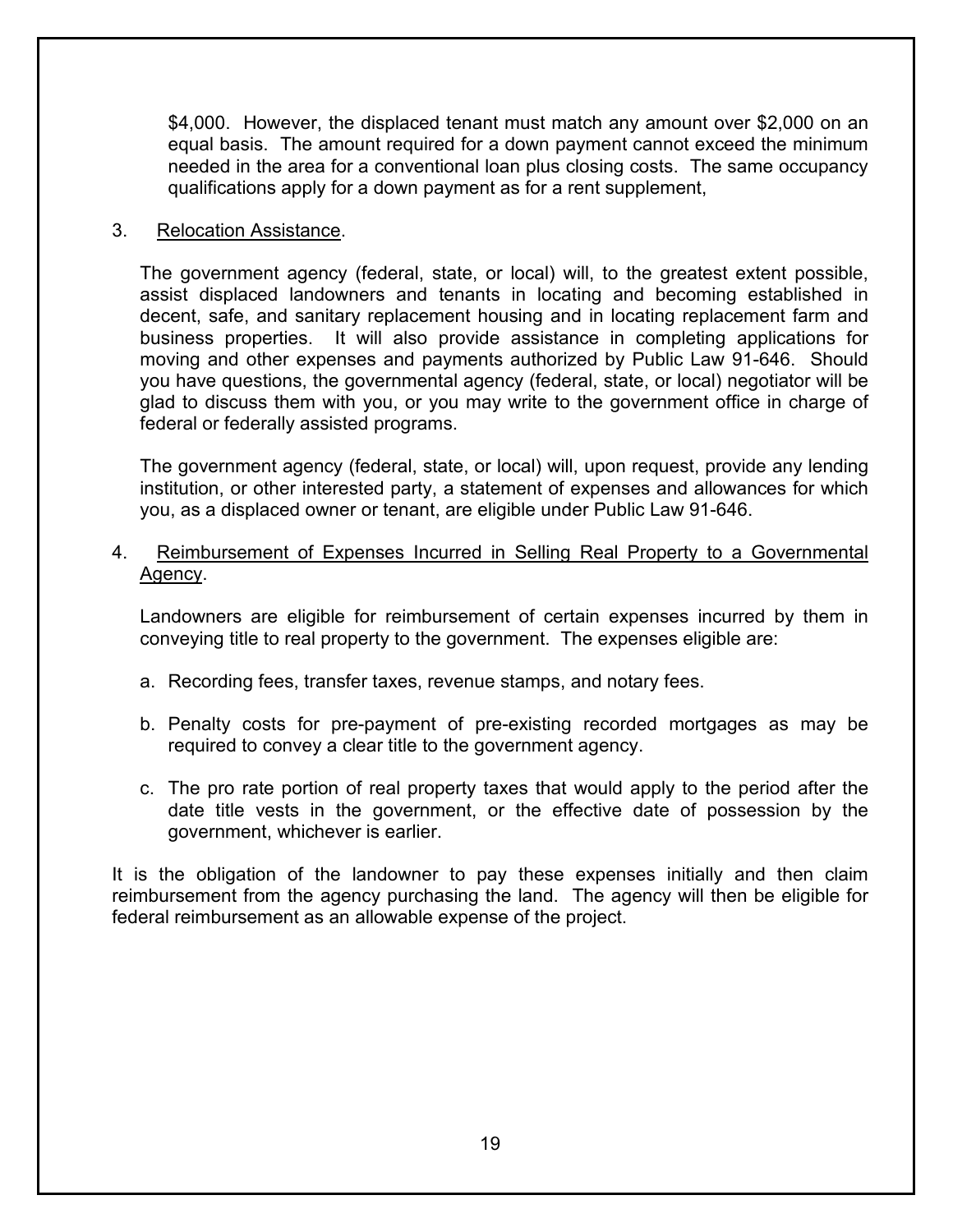$4,000. However, the displaced tenant must match any amount over $2,000 on an equal basis. The amount required for a down payment cannot exceed the minimum needed in the area for a conventional loan plus closing costs. The same occupancy qualifications apply for a down payment as for a rent supplement,

3. <u>Relocation Assistance</u>.

   The government agency (federal, state, or local) will, to the greatest extent possible, assist displaced landowners and tenants in locating and becoming established in decent, safe, and sanitary replacement housing and in locating replacement farm and business properties. It will also provide assistance in completing applications for moving and other expenses and payments authorized by Public Law 91-646. Should you have questions, the governmental agency (federal, state, or local) negotiator will be glad to discuss them with you, or you may write to the government office in charge of federal or federally assisted programs.

   The government agency (federal, state, or local) will, upon request, provide any lending institution, or other interested party, a statement of expenses and allowances for which you, as a displaced owner or tenant, are eligible under Public Law 91-646.

4. <u>Reimbursement of Expenses Incurred in Selling Real Property to a Governmental Agency</u>.

   Landowners are eligible for reimbursement of certain expenses incurred by them in conveying title to real property to the government. The expenses eligible are:

   a. Recording fees, transfer taxes, revenue stamps, and notary fees.

   b. Penalty costs for pre-payment of pre-existing recorded mortgages as may be required to convey a clear title to the government agency.

   c. The pro rate portion of real property taxes that would apply to the period after the date title vests in the government, or the effective date of possession by the government, whichever is earlier.

It is the obligation of the landowner to pay these expenses initially and then claim reimbursement from the agency purchasing the land. The agency will then be eligible for federal reimbursement as an allowable expense of the project.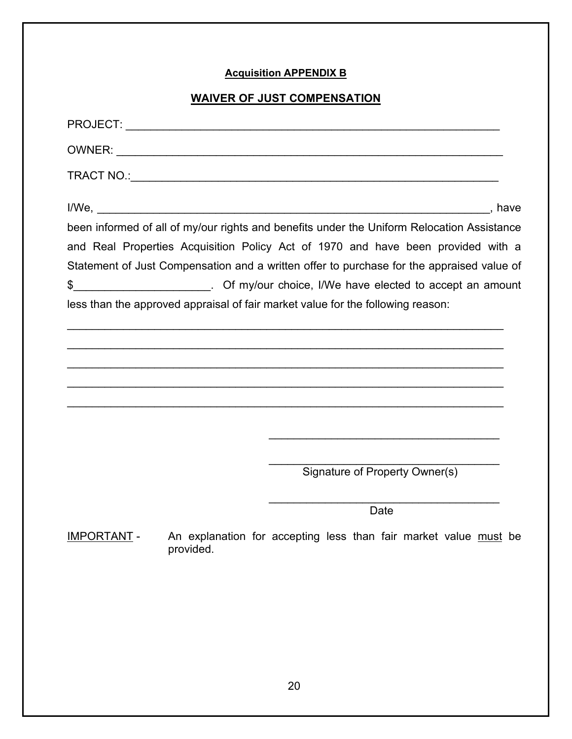**Acquisition APPENDIX B**

## WAIVER OF JUST COMPENSATION

PROJECT: ____________________________________________________________

OWNER: _____________________________________________________________

TRACT NO.:___________________________________________________________

I/We, ______________________________________________________________, have been informed of all of my/our rights and benefits under the Uniform Relocation Assistance and Real Properties Acquisition Policy Act of 1970 and have been provided with a Statement of Just Compensation and a written offer to purchase for the appraised value of $_____________________. Of my/our choice, I/We have elected to accept an amount less than the approved appraisal of fair market value for the following reason:

_____________________________________________________________________

_____________________________________________________________________

_____________________________________________________________________

_____________________________________________________________________

_____________________________________________________________________

_____________________________________

_____________________________________
Signature of Property Owner(s)

_____________________________________
Date

IMPORTANT - An explanation for accepting less than fair market value must be provided.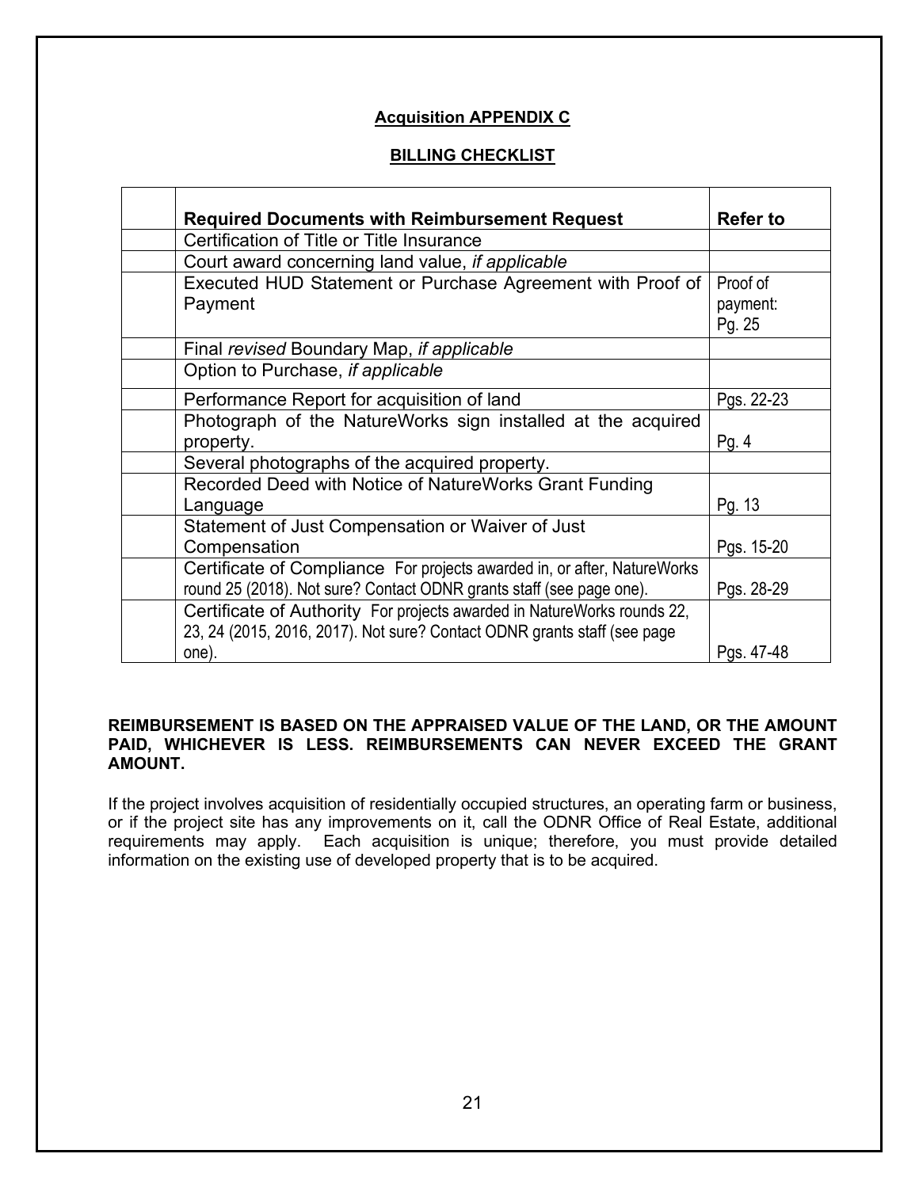**Acquisition APPENDIX C**

**BILLING CHECKLIST**

| | Required Documents with Reimbursement Request | Refer to |
|---|---|---|
| | Certification of Title or Title Insurance | |
| | Court award concerning land value, *if applicable* | |
| | Executed HUD Statement or Purchase Agreement with Proof of Payment | Proof of payment: Pg. 25 |
| | Final *revised* Boundary Map, *if applicable* | |
| | Option to Purchase, *if applicable* | |
| | Performance Report for acquisition of land | Pgs. 22-23 |
| | Photograph of the NatureWorks sign installed at the acquired property. | Pg. 4 |
| | Several photographs of the acquired property. | |
| | Recorded Deed with Notice of NatureWorks Grant Funding Language | Pg. 13 |
| | Statement of Just Compensation or Waiver of Just Compensation | Pgs. 15-20 |
| | Certificate of Compliance For projects awarded in, or after, NatureWorks round 25 (2018). Not sure? Contact ODNR grants staff (see page one). | Pgs. 28-29 |
| | Certificate of Authority For projects awarded in NatureWorks rounds 22, 23, 24 (2015, 2016, 2017). Not sure? Contact ODNR grants staff (see page one). | Pgs. 47-48 |

**REIMBURSEMENT IS BASED ON THE APPRAISED VALUE OF THE LAND, OR THE AMOUNT PAID, WHICHEVER IS LESS. REIMBURSEMENTS CAN NEVER EXCEED THE GRANT AMOUNT.**

If the project involves acquisition of residentially occupied structures, an operating farm or business, or if the project site has any improvements on it, call the ODNR Office of Real Estate, additional requirements may apply. Each acquisition is unique; therefore, you must provide detailed information on the existing use of developed property that is to be acquired.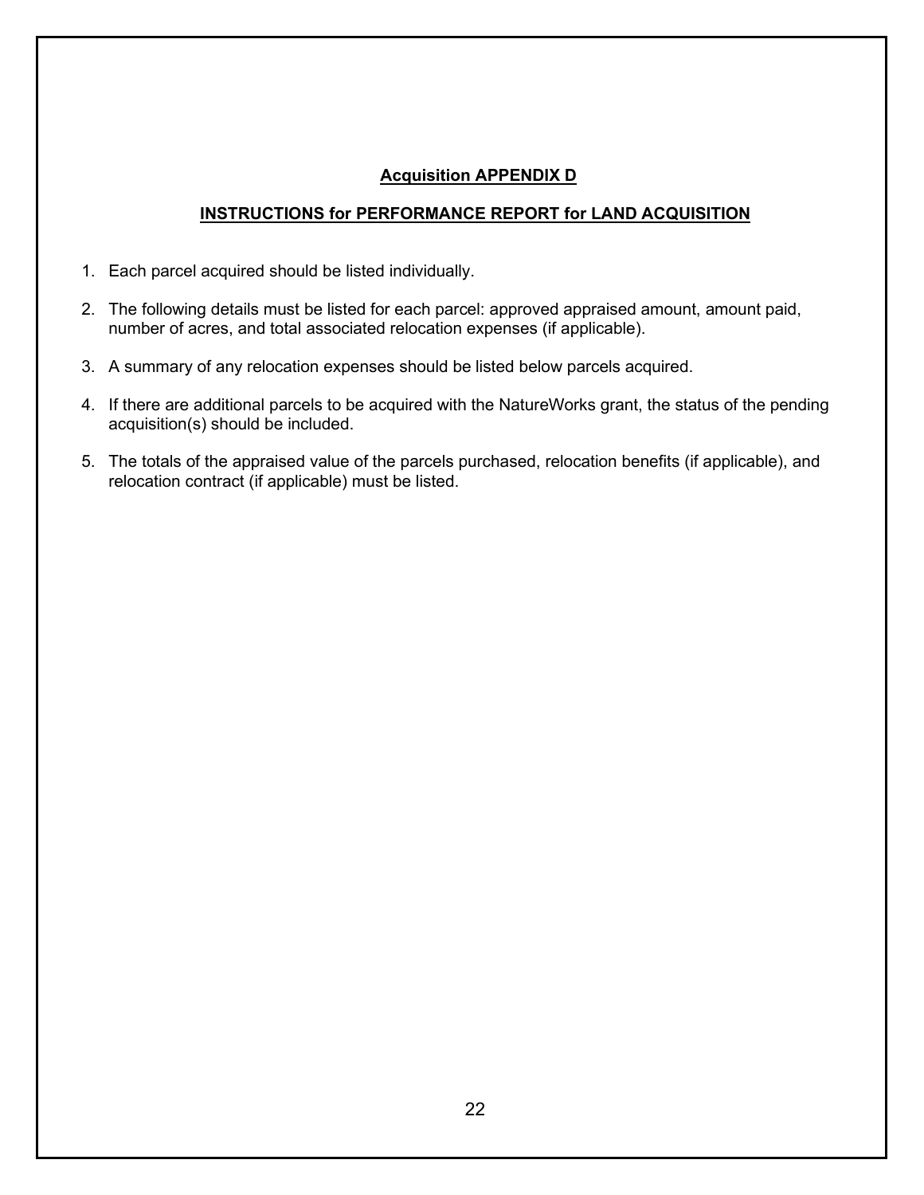## Acquisition APPENDIX D

## INSTRUCTIONS for PERFORMANCE REPORT for LAND ACQUISITION

1. Each parcel acquired should be listed individually.
2. The following details must be listed for each parcel: approved appraised amount, amount paid, number of acres, and total associated relocation expenses (if applicable).
3. A summary of any relocation expenses should be listed below parcels acquired.
4. If there are additional parcels to be acquired with the NatureWorks grant, the status of the pending acquisition(s) should be included.
5. The totals of the appraised value of the parcels purchased, relocation benefits (if applicable), and relocation contract (if applicable) must be listed.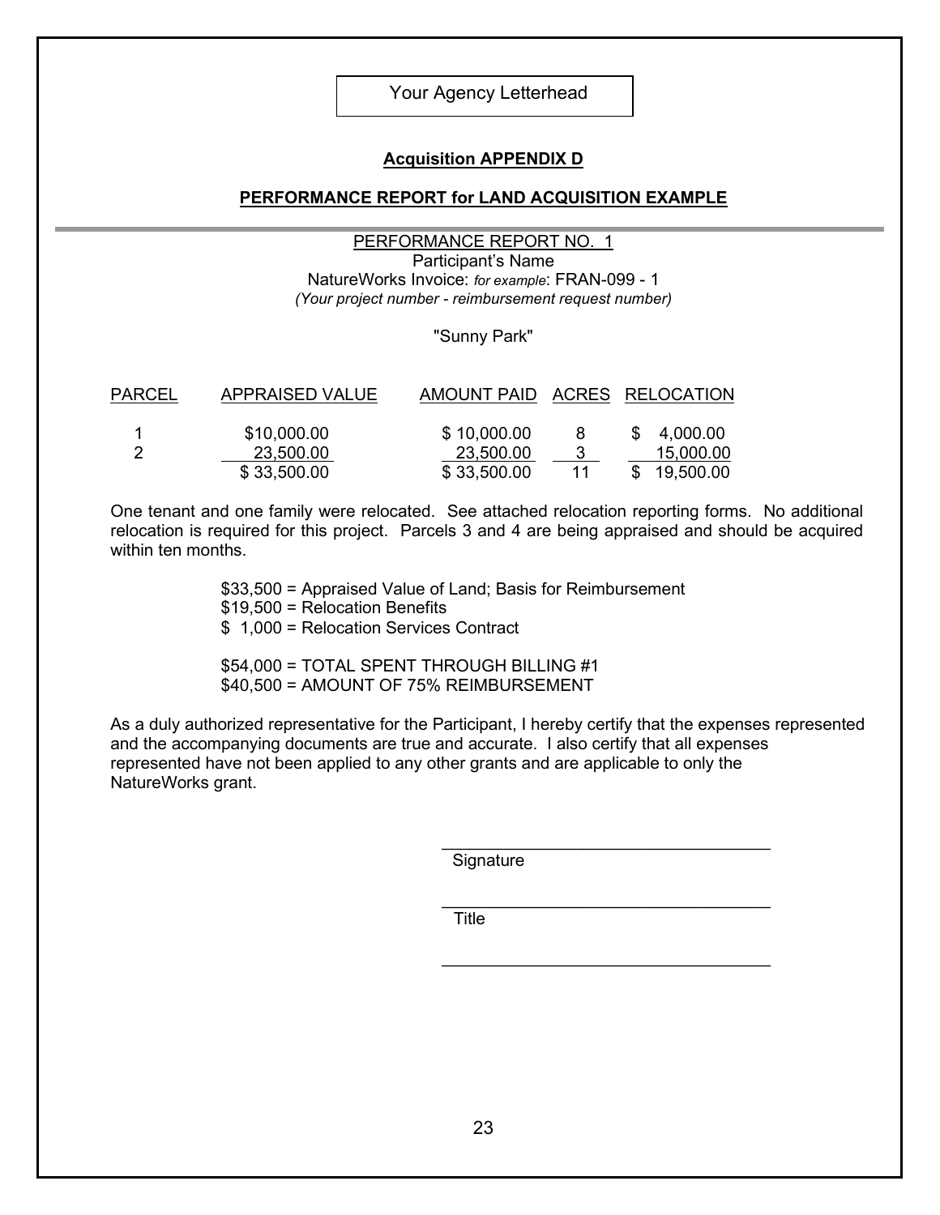Your Agency Letterhead

**Acquisition APPENDIX D**

**PERFORMANCE REPORT for LAND ACQUISITION EXAMPLE**

---

PERFORMANCE REPORT NO. 1

Participant's Name

NatureWorks Invoice: *for example*: FRAN-099 - 1

*(Your project number - reimbursement request number)*

"Sunny Park"

| PARCEL | APPRAISED VALUE | AMOUNT PAID | ACRES | RELOCATION |
|---|---|---|---|---|
| 1 | $10,000.00 | $ 10,000.00 | 8 | $ 4,000.00 |
| 2 | 23,500.00 | 23,500.00 | 3 | 15,000.00 |
| | $ 33,500.00 | $ 33,500.00 | 11 | $ 19,500.00 |

One tenant and one family were relocated. See attached relocation reporting forms. No additional relocation is required for this project. Parcels 3 and 4 are being appraised and should be acquired within ten months.

$33,500 = Appraised Value of Land; Basis for Reimbursement
$19,500 = Relocation Benefits
$ 1,000 = Relocation Services Contract

$54,000 = TOTAL SPENT THROUGH BILLING #1
$40,500 = AMOUNT OF 75% REIMBURSEMENT

As a duly authorized representative for the Participant, I hereby certify that the expenses represented and the accompanying documents are true and accurate. I also certify that all expenses represented have not been applied to any other grants and are applicable to only the NatureWorks grant.

___________________________________
Signature

___________________________________
Title

___________________________________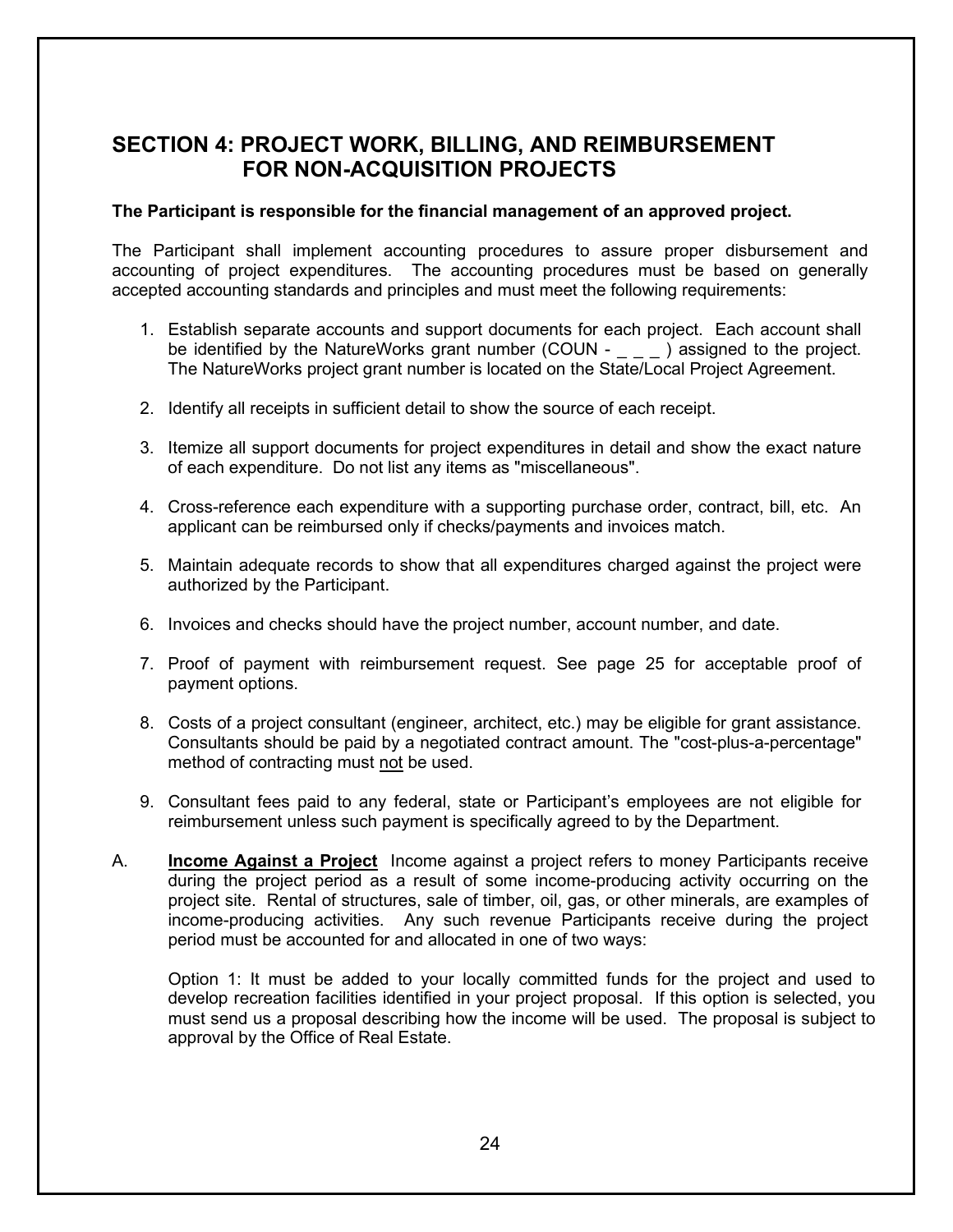## SECTION 4: PROJECT WORK, BILLING, AND REIMBURSEMENT FOR NON-ACQUISITION PROJECTS

**The Participant is responsible for the financial management of an approved project.**

The Participant shall implement accounting procedures to assure proper disbursement and accounting of project expenditures. The accounting procedures must be based on generally accepted accounting standards and principles and must meet the following requirements:

1. Establish separate accounts and support documents for each project. Each account shall be identified by the NatureWorks grant number (COUN - _ _ _ ) assigned to the project. The NatureWorks project grant number is located on the State/Local Project Agreement.

2. Identify all receipts in sufficient detail to show the source of each receipt.

3. Itemize all support documents for project expenditures in detail and show the exact nature of each expenditure. Do not list any items as "miscellaneous".

4. Cross-reference each expenditure with a supporting purchase order, contract, bill, etc. An applicant can be reimbursed only if checks/payments and invoices match.

5. Maintain adequate records to show that all expenditures charged against the project were authorized by the Participant.

6. Invoices and checks should have the project number, account number, and date.

7. Proof of payment with reimbursement request. See page 25 for acceptable proof of payment options.

8. Costs of a project consultant (engineer, architect, etc.) may be eligible for grant assistance. Consultants should be paid by a negotiated contract amount. The "cost-plus-a-percentage" method of contracting must <u>not</u> be used.

9. Consultant fees paid to any federal, state or Participant's employees are not eligible for reimbursement unless such payment is specifically agreed to by the Department.

A. **<u>Income Against a Project</u>** Income against a project refers to money Participants receive during the project period as a result of some income-producing activity occurring on the project site. Rental of structures, sale of timber, oil, gas, or other minerals, are examples of income-producing activities. Any such revenue Participants receive during the project period must be accounted for and allocated in one of two ways:

   Option 1: It must be added to your locally committed funds for the project and used to develop recreation facilities identified in your project proposal. If this option is selected, you must send us a proposal describing how the income will be used. The proposal is subject to approval by the Office of Real Estate.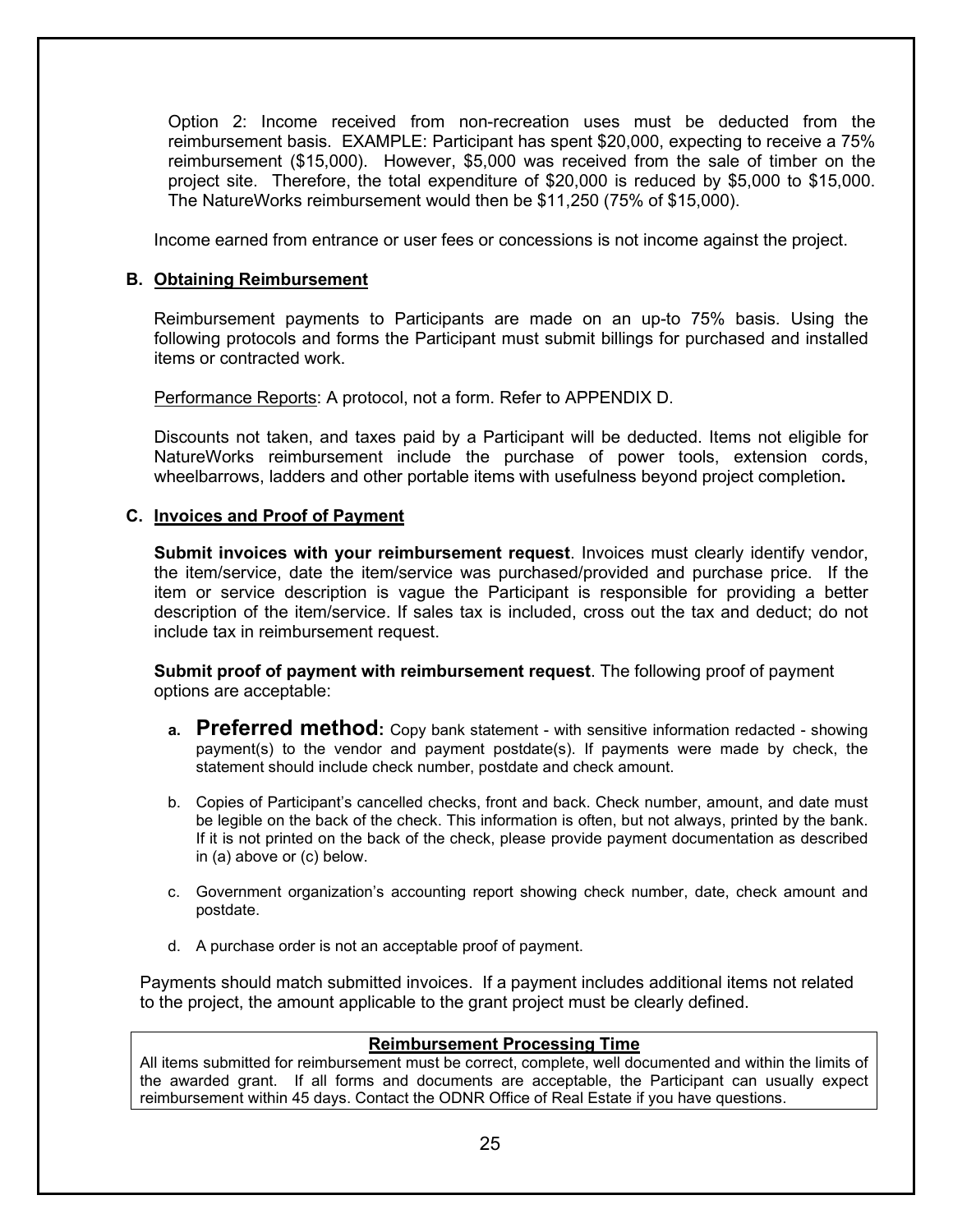Option 2: Income received from non-recreation uses must be deducted from the reimbursement basis. EXAMPLE: Participant has spent $20,000, expecting to receive a 75% reimbursement ($15,000). However, $5,000 was received from the sale of timber on the project site. Therefore, the total expenditure of $20,000 is reduced by $5,000 to $15,000. The NatureWorks reimbursement would then be $11,250 (75% of $15,000).

Income earned from entrance or user fees or concessions is not income against the project.

### B. Obtaining Reimbursement

Reimbursement payments to Participants are made on an up-to 75% basis. Using the following protocols and forms the Participant must submit billings for purchased and installed items or contracted work.

Performance Reports: A protocol, not a form. Refer to APPENDIX D.

Discounts not taken, and taxes paid by a Participant will be deducted. Items not eligible for NatureWorks reimbursement include the purchase of power tools, extension cords, wheelbarrows, ladders and other portable items with usefulness beyond project completion**.**

### C. Invoices and Proof of Payment

**Submit invoices with your reimbursement request**. Invoices must clearly identify vendor, the item/service, date the item/service was purchased/provided and purchase price. If the item or service description is vague the Participant is responsible for providing a better description of the item/service. If sales tax is included, cross out the tax and deduct; do not include tax in reimbursement request.

**Submit proof of payment with reimbursement request**. The following proof of payment options are acceptable:

a. **Preferred method:** Copy bank statement - with sensitive information redacted - showing payment(s) to the vendor and payment postdate(s). If payments were made by check, the statement should include check number, postdate and check amount.

b. Copies of Participant's cancelled checks, front and back. Check number, amount, and date must be legible on the back of the check. This information is often, but not always, printed by the bank. If it is not printed on the back of the check, please provide payment documentation as described in (a) above or (c) below.

c. Government organization's accounting report showing check number, date, check amount and postdate.

d. A purchase order is not an acceptable proof of payment.

Payments should match submitted invoices. If a payment includes additional items not related to the project, the amount applicable to the grant project must be clearly defined.

**Reimbursement Processing Time**

All items submitted for reimbursement must be correct, complete, well documented and within the limits of the awarded grant. If all forms and documents are acceptable, the Participant can usually expect reimbursement within 45 days. Contact the ODNR Office of Real Estate if you have questions.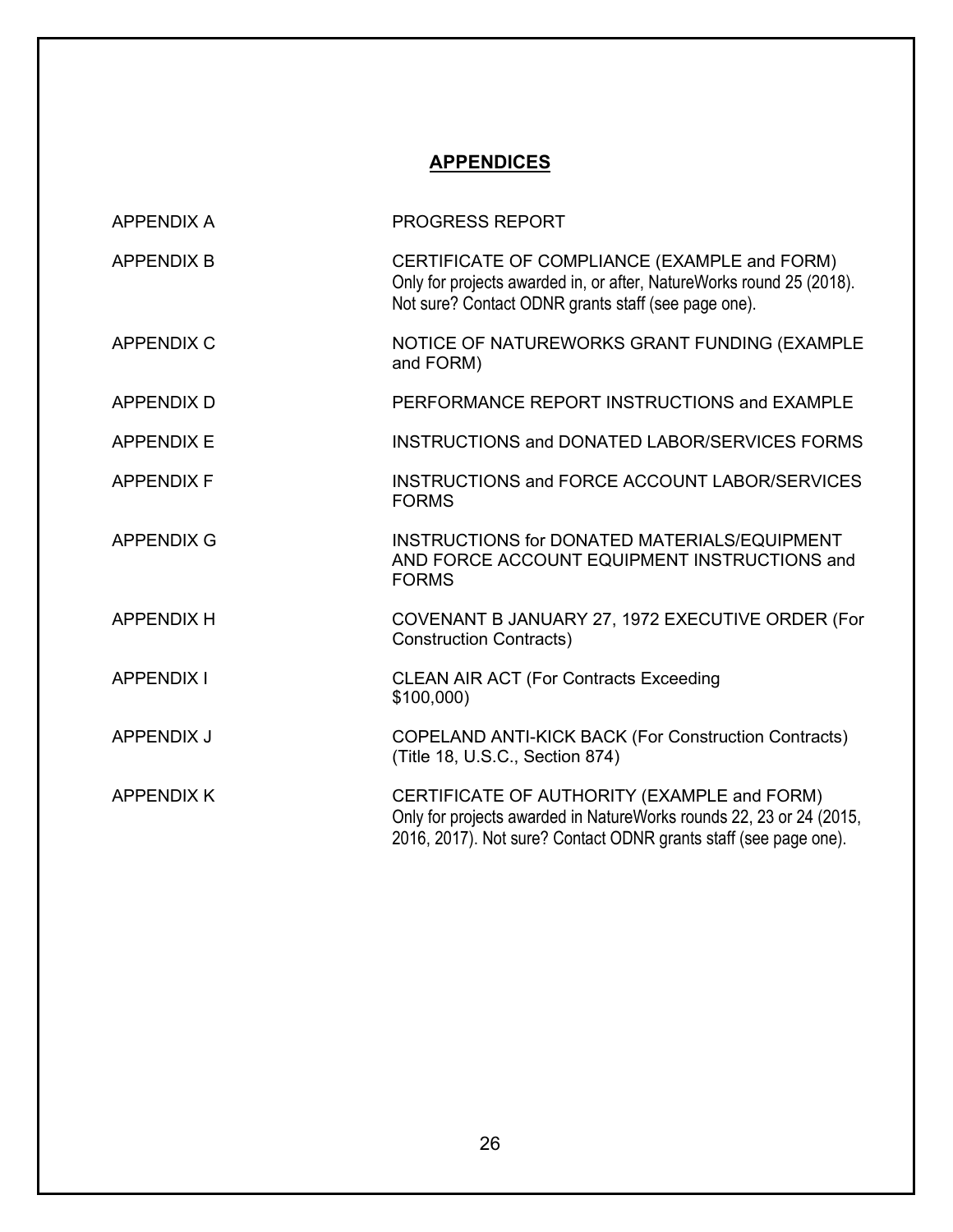# APPENDICES

| | |
|---|---|
| APPENDIX A | PROGRESS REPORT |
| APPENDIX B | CERTIFICATE OF COMPLIANCE (EXAMPLE and FORM) Only for projects awarded in, or after, NatureWorks round 25 (2018). Not sure? Contact ODNR grants staff (see page one). |
| APPENDIX C | NOTICE OF NATUREWORKS GRANT FUNDING (EXAMPLE and FORM) |
| APPENDIX D | PERFORMANCE REPORT INSTRUCTIONS and EXAMPLE |
| APPENDIX E | INSTRUCTIONS and DONATED LABOR/SERVICES FORMS |
| APPENDIX F | INSTRUCTIONS and FORCE ACCOUNT LABOR/SERVICES FORMS |
| APPENDIX G | INSTRUCTIONS for DONATED MATERIALS/EQUIPMENT AND FORCE ACCOUNT EQUIPMENT INSTRUCTIONS and FORMS |
| APPENDIX H | COVENANT B JANUARY 27, 1972 EXECUTIVE ORDER (For Construction Contracts) |
| APPENDIX I | CLEAN AIR ACT (For Contracts Exceeding $100,000) |
| APPENDIX J | COPELAND ANTI-KICK BACK (For Construction Contracts) (Title 18, U.S.C., Section 874) |
| APPENDIX K | CERTIFICATE OF AUTHORITY (EXAMPLE and FORM) Only for projects awarded in NatureWorks rounds 22, 23 or 24 (2015, 2016, 2017). Not sure? Contact ODNR grants staff (see page one). |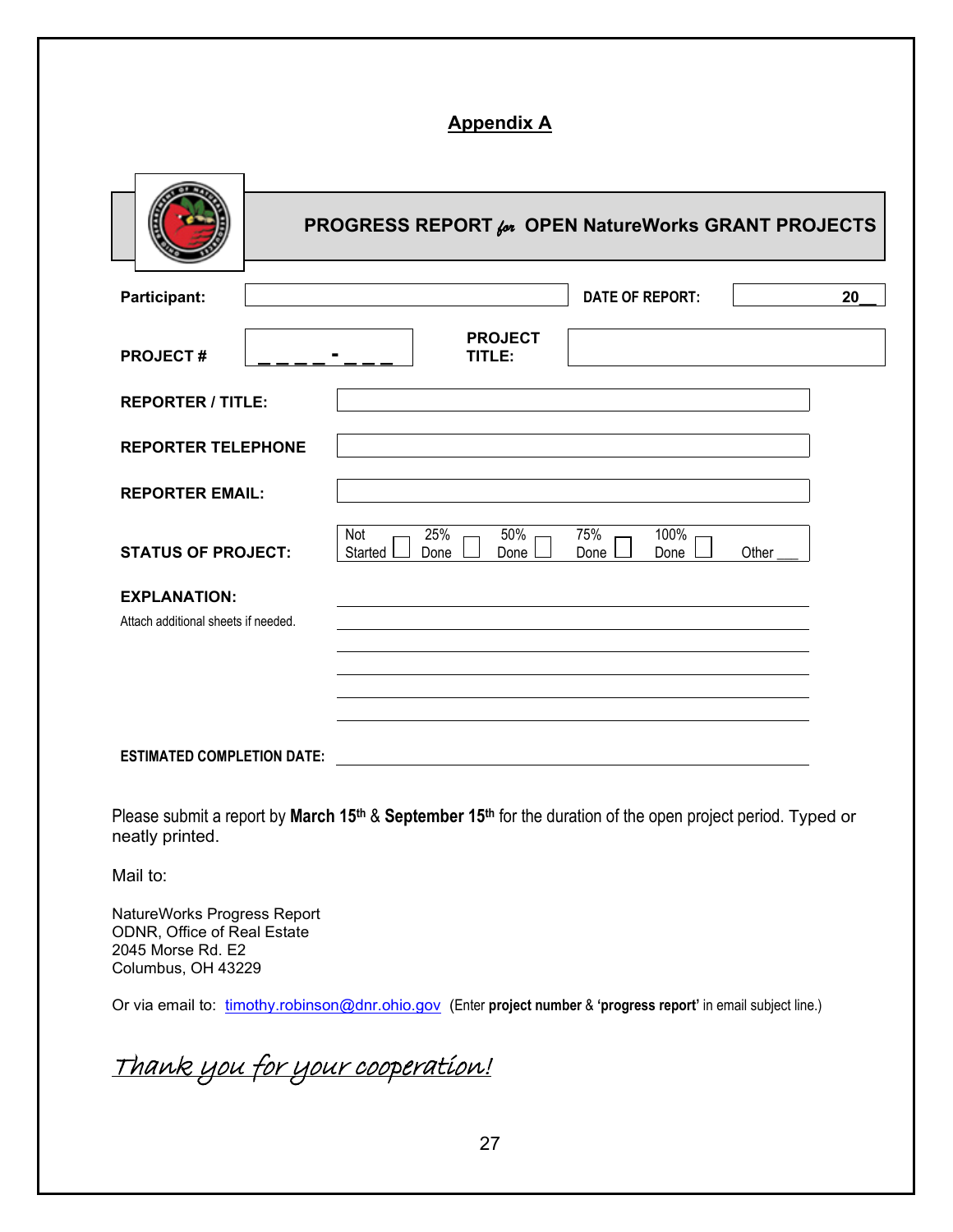# Appendix A

## PROGRESS REPORT *for* OPEN NatureWorks GRANT PROJECTS

**Participant:** ____________________ **DATE OF REPORT:** 20__

**PROJECT #** _ _ _ _ - _ _ _ **PROJECT TITLE:** ____________________

**REPORTER / TITLE:** ____________________

**REPORTER TELEPHONE** ____________________

**REPORTER EMAIL:** ____________________

**STATUS OF PROJECT:** Not Started ☐ 25% Done ☐ 50% Done ☐ 75% Done ☐ 100% Done ☐ Other ___

**EXPLANATION:**

Attach additional sheets if needed.

____________________

____________________

____________________

____________________

____________________

____________________

**ESTIMATED COMPLETION DATE:** ____________________

Please submit a report by **March 15th** & **September 15th** for the duration of the open project period. Typed or neatly printed.

Mail to:

NatureWorks Progress Report
ODNR, Office of Real Estate
2045 Morse Rd. E2
Columbus, OH 43229

Or via email to: timothy.robinson@dnr.ohio.gov (Enter **project number** & **'progress report'** in email subject line.)

*Thank you for your cooperation!*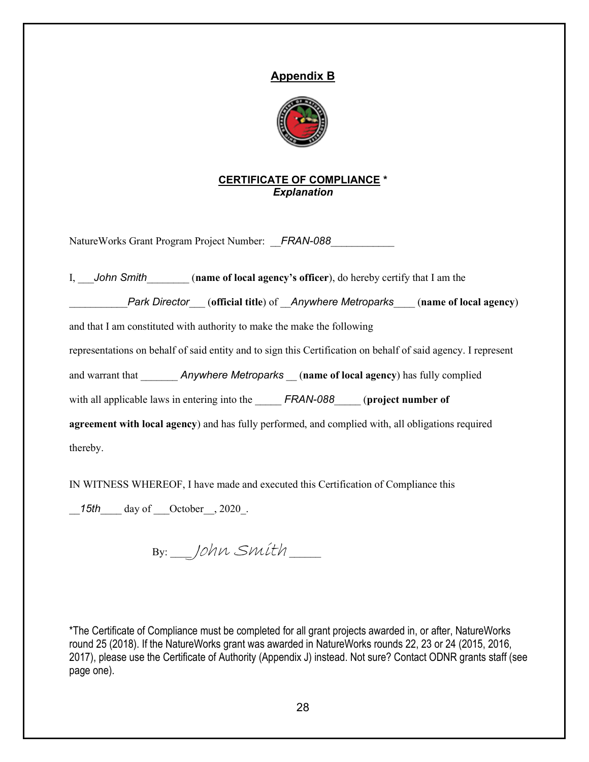## Appendix B

**CERTIFICATE OF COMPLIANCE** *
***Explanation***

NatureWorks Grant Program Project Number: __*FRAN-088*____________

I, ___*John Smith*________ (**name of local agency's officer**), do hereby certify that I am the __________*Park Director*___ (**official title**) of __*Anywhere Metroparks*____ (**name of local agency**) and that I am constituted with authority to make the make the following representations on behalf of said entity and to sign this Certification on behalf of said agency. I represent and warrant that _______ *Anywhere Metroparks* __ (**name of local agency**) has fully complied with all applicable laws in entering into the _____ *FRAN-088*_____ (**project number of agreement with local agency**) and has fully performed, and complied with, all obligations required thereby.

IN WITNESS WHEREOF, I have made and executed this Certification of Compliance this __*15th*____ day of ___October__, 2020_.

By: ___*John Smith*_____

*The Certificate of Compliance must be completed for all grant projects awarded in, or after, NatureWorks round 25 (2018). If the NatureWorks grant was awarded in NatureWorks rounds 22, 23 or 24 (2015, 2016, 2017), please use the Certificate of Authority (Appendix J) instead. Not sure? Contact ODNR grants staff (see page one).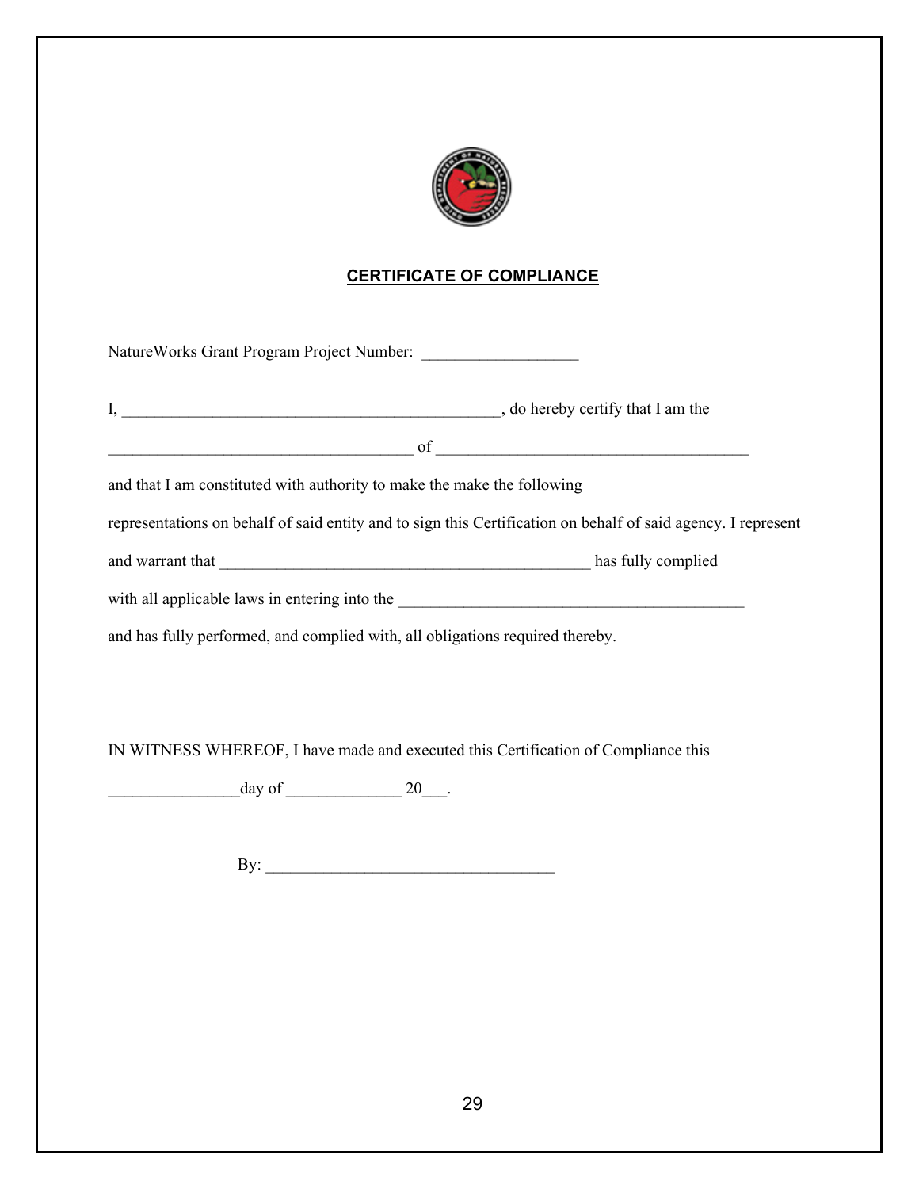## CERTIFICATE OF COMPLIANCE

NatureWorks Grant Program Project Number: ___________________

I, ______________________________________________, do hereby certify that I am the

_____________________________________ of ______________________________________

and that I am constituted with authority to make the make the following

representations on behalf of said entity and to sign this Certification on behalf of said agency. I represent

and warrant that ____________________________________________ has fully complied

with all applicable laws in entering into the __________________________________________

and has fully performed, and complied with, all obligations required thereby.

IN WITNESS WHEREOF, I have made and executed this Certification of Compliance this

________________day of ______________ 20___.

By: __________________________________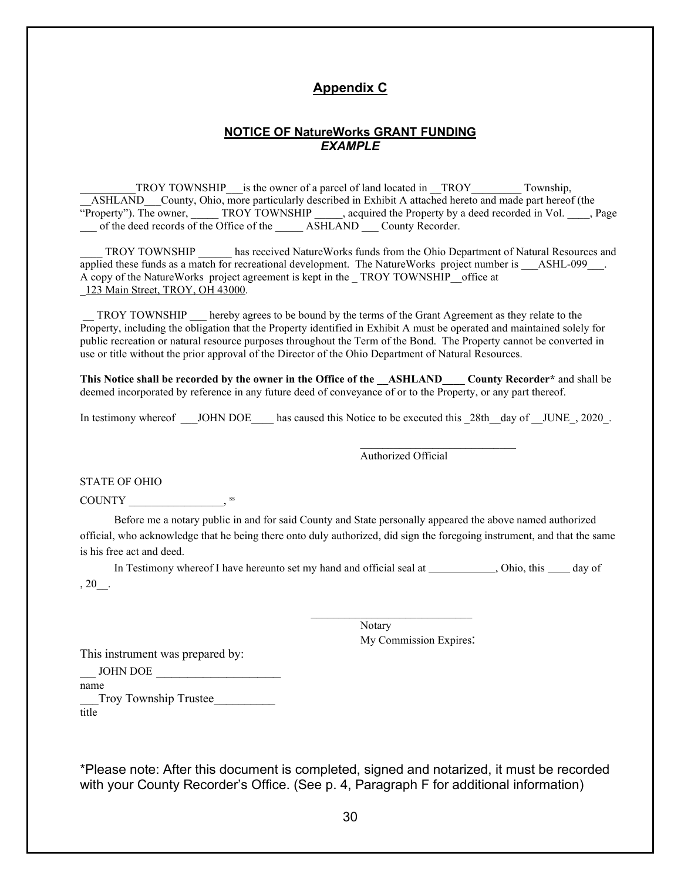## Appendix C

### NOTICE OF NatureWorks GRANT FUNDING
***EXAMPLE***

__________TROY TOWNSHIP___is the owner of a parcel of land located in __TROY_________ Township, __ASHLAND___County, Ohio, more particularly described in Exhibit A attached hereto and made part hereof (the "Property"). The owner, _____ TROY TOWNSHIP _____, acquired the Property by a deed recorded in Vol. ____, Page ___ of the deed records of the Office of the _____ ASHLAND ___ County Recorder.

____ TROY TOWNSHIP ______ has received NatureWorks funds from the Ohio Department of Natural Resources and applied these funds as a match for recreational development. The NatureWorks project number is ___ASHL-099___. A copy of the NatureWorks project agreement is kept in the _ TROY TOWNSHIP__office at _123 Main Street, TROY, OH 43000.

__ TROY TOWNSHIP ___ hereby agrees to be bound by the terms of the Grant Agreement as they relate to the Property, including the obligation that the Property identified in Exhibit A must be operated and maintained solely for public recreation or natural resource purposes throughout the Term of the Bond. The Property cannot be converted in use or title without the prior approval of the Director of the Ohio Department of Natural Resources.

**This Notice shall be recorded by the owner in the Office of the __ASHLAND____ County Recorder*** and shall be deemed incorporated by reference in any future deed of conveyance of or to the Property, or any part thereof.

In testimony whereof ___JOHN DOE____ has caused this Notice to be executed this _28th__day of __JUNE_, 2020_.

____________________________
Authorized Official

STATE OF OHIO

COUNTY _________________, ss

Before me a notary public in and for said County and State personally appeared the above named authorized official, who acknowledge that he being there onto duly authorized, did sign the foregoing instrument, and that the same is his free act and deed.

In Testimony whereof I have hereunto set my hand and official seal at ____________, Ohio, this ____ day of , 20__.

_____________________________
Notary
My Commission Expires:

This instrument was prepared by:

___ JOHN DOE ______________________
name

___Troy Township Trustee__________
title

*Please note: After this document is completed, signed and notarized, it must be recorded with your County Recorder's Office. (See p. 4, Paragraph F for additional information)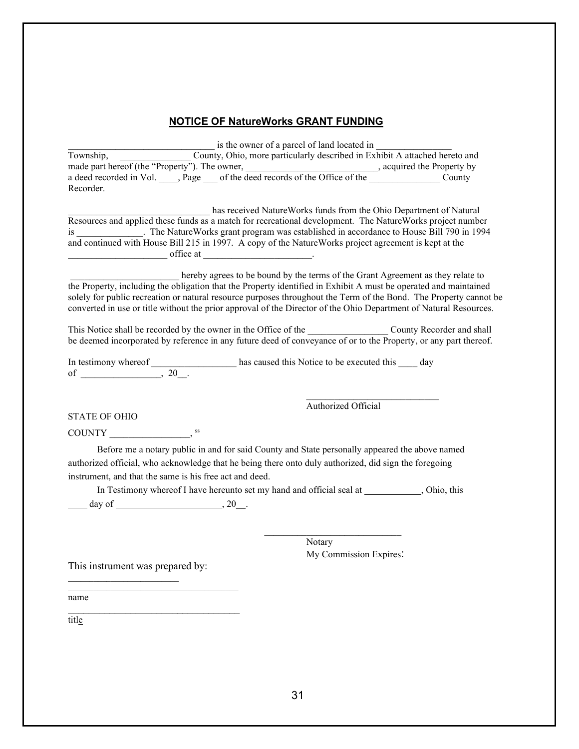## NOTICE OF NatureWorks GRANT FUNDING

_______________________________ is the owner of a parcel of land located in ________________ Township, _______________ County, Ohio, more particularly described in Exhibit A attached hereto and made part hereof (the "Property"). The owner, ____________________________, acquired the Property by a deed recorded in Vol. ____, Page ___ of the deed records of the Office of the _______________ County Recorder.

______________________________ has received NatureWorks funds from the Ohio Department of Natural Resources and applied these funds as a match for recreational development. The NatureWorks project number is ______________. The NatureWorks grant program was established in accordance to House Bill 790 in 1994 and continued with House Bill 215 in 1997. A copy of the NatureWorks project agreement is kept at the _____________________ office at _______________________.

_______________________ hereby agrees to be bound by the terms of the Grant Agreement as they relate to the Property, including the obligation that the Property identified in Exhibit A must be operated and maintained solely for public recreation or natural resource purposes throughout the Term of the Bond. The Property cannot be converted in use or title without the prior approval of the Director of the Ohio Department of Natural Resources.

This Notice shall be recorded by the owner in the Office of the _________________ County Recorder and shall be deemed incorporated by reference in any future deed of conveyance of or to the Property, or any part thereof.

In testimony whereof __________________ has caused this Notice to be executed this ____ day of _________________, 20__.

____________________________
Authorized Official

STATE OF OHIO

COUNTY _________________, ss

Before me a notary public in and for said County and State personally appeared the above named authorized official, who acknowledge that he being there onto duly authorized, did sign the foregoing instrument, and that the same is his free act and deed.

In Testimony whereof I have hereunto set my hand and official seal at ____________, Ohio, this ____ day of ______________________, 20__.

_____________________________
Notary
My Commission Expires:

This instrument was prepared by:

_______________________
___________________________________
name
___________________________________
title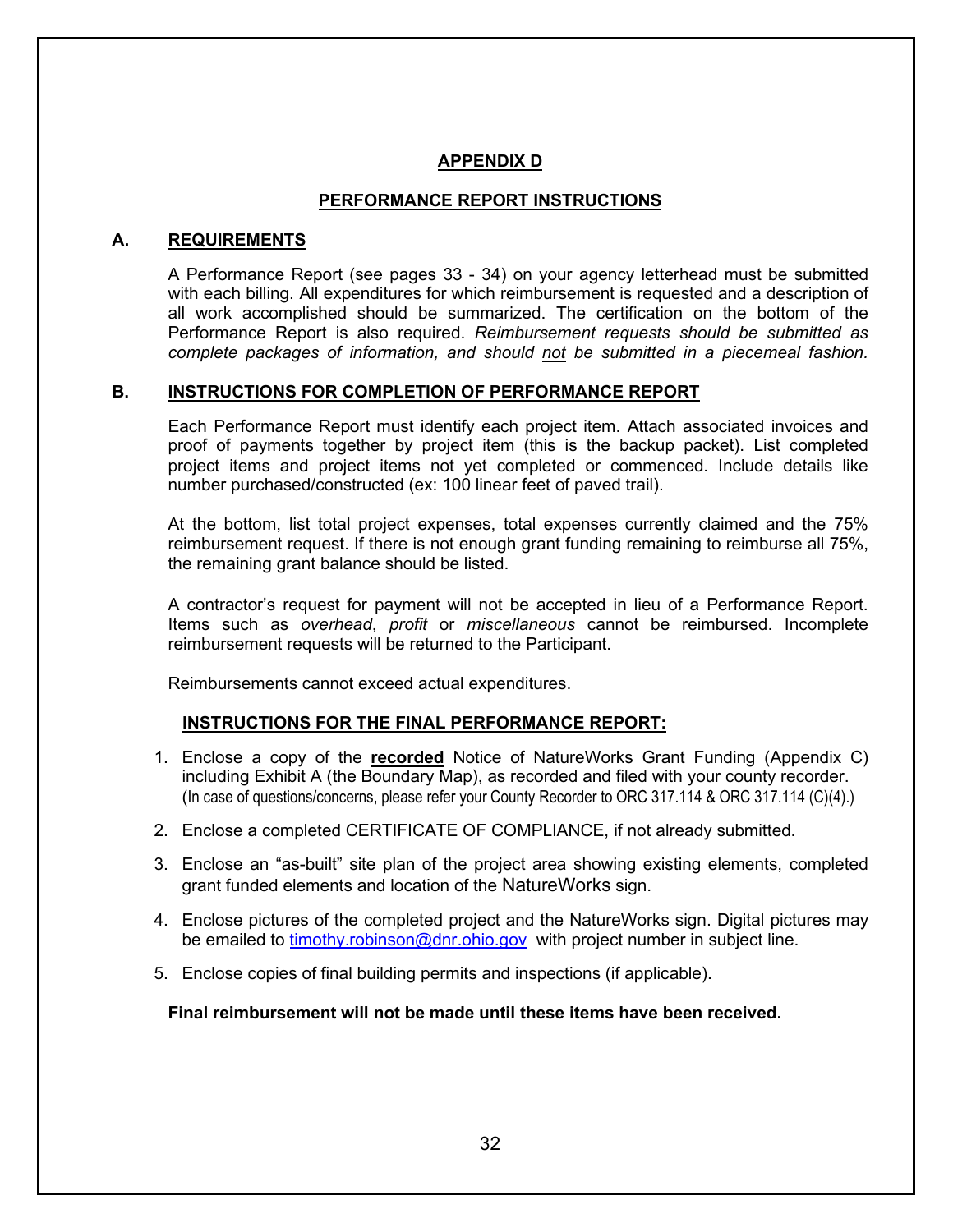# APPENDIX D

## PERFORMANCE REPORT INSTRUCTIONS

### A. REQUIREMENTS

A Performance Report (see pages 33 - 34) on your agency letterhead must be submitted with each billing. All expenditures for which reimbursement is requested and a description of all work accomplished should be summarized. The certification on the bottom of the Performance Report is also required. *Reimbursement requests should be submitted as complete packages of information, and should not be submitted in a piecemeal fashion.*

### B. INSTRUCTIONS FOR COMPLETION OF PERFORMANCE REPORT

Each Performance Report must identify each project item. Attach associated invoices and proof of payments together by project item (this is the backup packet). List completed project items and project items not yet completed or commenced. Include details like number purchased/constructed (ex: 100 linear feet of paved trail).

At the bottom, list total project expenses, total expenses currently claimed and the 75% reimbursement request. If there is not enough grant funding remaining to reimburse all 75%, the remaining grant balance should be listed.

A contractor's request for payment will not be accepted in lieu of a Performance Report. Items such as *overhead*, *profit* or *miscellaneous* cannot be reimbursed. Incomplete reimbursement requests will be returned to the Participant.

Reimbursements cannot exceed actual expenditures.

#### INSTRUCTIONS FOR THE FINAL PERFORMANCE REPORT:

1. Enclose a copy of the **recorded** Notice of NatureWorks Grant Funding (Appendix C) including Exhibit A (the Boundary Map), as recorded and filed with your county recorder. (In case of questions/concerns, please refer your County Recorder to ORC 317.114 & ORC 317.114 (C)(4).)
2. Enclose a completed CERTIFICATE OF COMPLIANCE, if not already submitted.
3. Enclose an "as-built" site plan of the project area showing existing elements, completed grant funded elements and location of the NatureWorks sign.
4. Enclose pictures of the completed project and the NatureWorks sign. Digital pictures may be emailed to timothy.robinson@dnr.ohio.gov with project number in subject line.
5. Enclose copies of final building permits and inspections (if applicable).

**Final reimbursement will not be made until these items have been received.**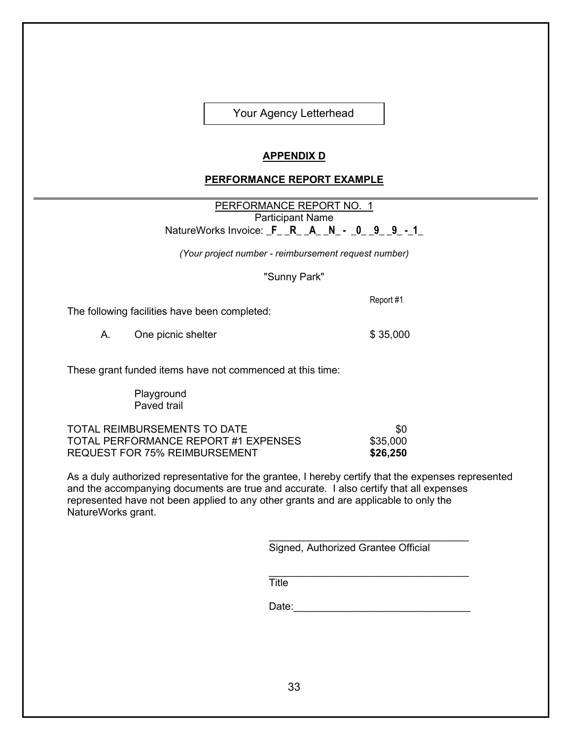Your Agency Letterhead

## APPENDIX D

## PERFORMANCE REPORT EXAMPLE

PERFORMANCE REPORT NO. 1

Participant Name

NatureWorks Invoice: _F_ _R_ _A_ _N_ - _0_ _9_ _9_ -_1_

*(Your project number - reimbursement request number)*

"Sunny Park"

Report #1

The following facilities have been completed:

| | | Report #1 |
|---|---|---|
| A. | One picnic shelter | $ 35,000 |

These grant funded items have not commenced at this time:

Playground
Paved trail

| | |
|---|---|
| TOTAL REIMBURSEMENTS TO DATE | $0 |
| TOTAL PERFORMANCE REPORT #1 EXPENSES | $35,000 |
| REQUEST FOR 75% REIMBURSEMENT | **$26,250** |

As a duly authorized representative for the grantee, I hereby certify that the expenses represented and the accompanying documents are true and accurate. I also certify that all expenses represented have not been applied to any other grants and are applicable to only the NatureWorks grant.

___________________________________
Signed, Authorized Grantee Official

___________________________________
Title

Date:______________________________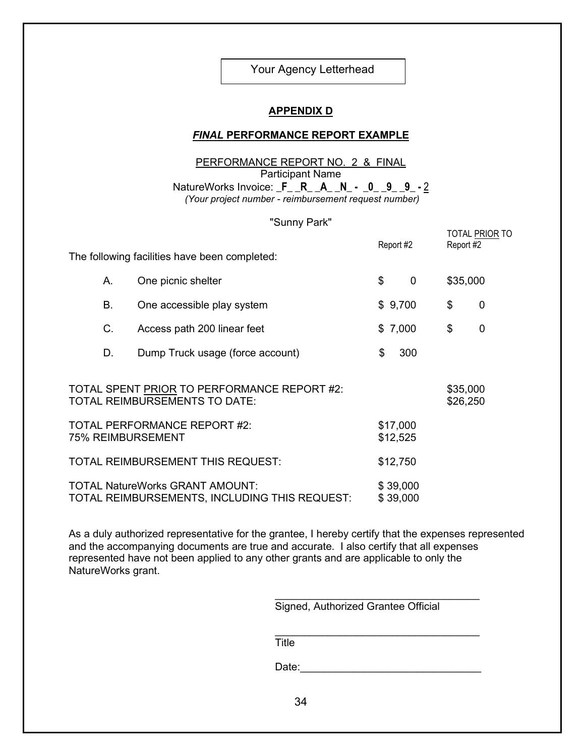Your Agency Letterhead

## APPENDIX D

### *FINAL* PERFORMANCE REPORT EXAMPLE

PERFORMANCE REPORT NO. 2 & FINAL

Participant Name

NatureWorks Invoice: _**F**_ _**R**_ _**A**_ _**N**_ **-** _**0**_ _**9**_ _**9**_ **-** 2

*(Your project number - reimbursement request number)*

"Sunny Park"

| The following facilities have been completed: | | Report #2 | TOTAL PRIOR TO Report #2 |
|---|---|---|---|
| A. | One picnic shelter | $ 0 | $35,000 |
| B. | One accessible play system | $ 9,700 | $ 0 |
| C. | Access path 200 linear feet | $ 7,000 | $ 0 |
| D. | Dump Truck usage (force account) | $ 300 | |

| | | |
|---|---|---|
| TOTAL SPENT PRIOR TO PERFORMANCE REPORT #2: | | $35,000 |
| TOTAL REIMBURSEMENTS TO DATE: | | $26,250 |
| TOTAL PERFORMANCE REPORT #2: | $17,000 | |
| 75% REIMBURSEMENT | $12,525 | |
| TOTAL REIMBURSEMENT THIS REQUEST: | $12,750 | |
| TOTAL NatureWorks GRANT AMOUNT: | $ 39,000 | |
| TOTAL REIMBURSEMENTS, INCLUDING THIS REQUEST: | $ 39,000 | |

As a duly authorized representative for the grantee, I hereby certify that the expenses represented and the accompanying documents are true and accurate. I also certify that all expenses represented have not been applied to any other grants and are applicable to only the NatureWorks grant.

___________________________________
Signed, Authorized Grantee Official

___________________________________
Title

Date:______________________________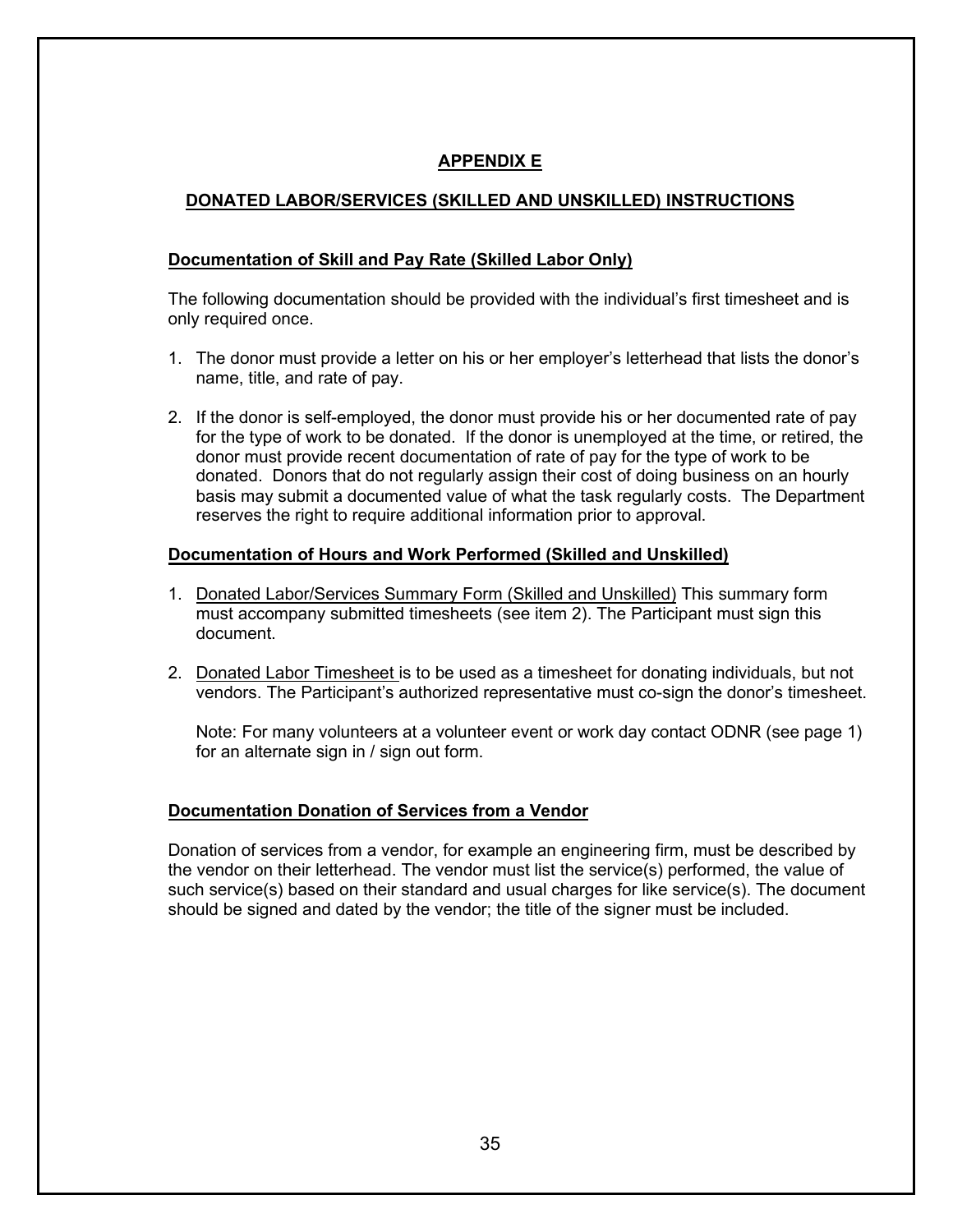# APPENDIX E

## DONATED LABOR/SERVICES (SKILLED AND UNSKILLED) INSTRUCTIONS

### Documentation of Skill and Pay Rate (Skilled Labor Only)

The following documentation should be provided with the individual's first timesheet and is only required once.

1. The donor must provide a letter on his or her employer's letterhead that lists the donor's name, title, and rate of pay.

2. If the donor is self-employed, the donor must provide his or her documented rate of pay for the type of work to be donated. If the donor is unemployed at the time, or retired, the donor must provide recent documentation of rate of pay for the type of work to be donated. Donors that do not regularly assign their cost of doing business on an hourly basis may submit a documented value of what the task regularly costs. The Department reserves the right to require additional information prior to approval.

### Documentation of Hours and Work Performed (Skilled and Unskilled)

1. Donated Labor/Services Summary Form (Skilled and Unskilled) This summary form must accompany submitted timesheets (see item 2). The Participant must sign this document.

2. Donated Labor Timesheet is to be used as a timesheet for donating individuals, but not vendors. The Participant's authorized representative must co-sign the donor's timesheet.

   Note: For many volunteers at a volunteer event or work day contact ODNR (see page 1) for an alternate sign in / sign out form.

### Documentation Donation of Services from a Vendor

Donation of services from a vendor, for example an engineering firm, must be described by the vendor on their letterhead. The vendor must list the service(s) performed, the value of such service(s) based on their standard and usual charges for like service(s). The document should be signed and dated by the vendor; the title of the signer must be included.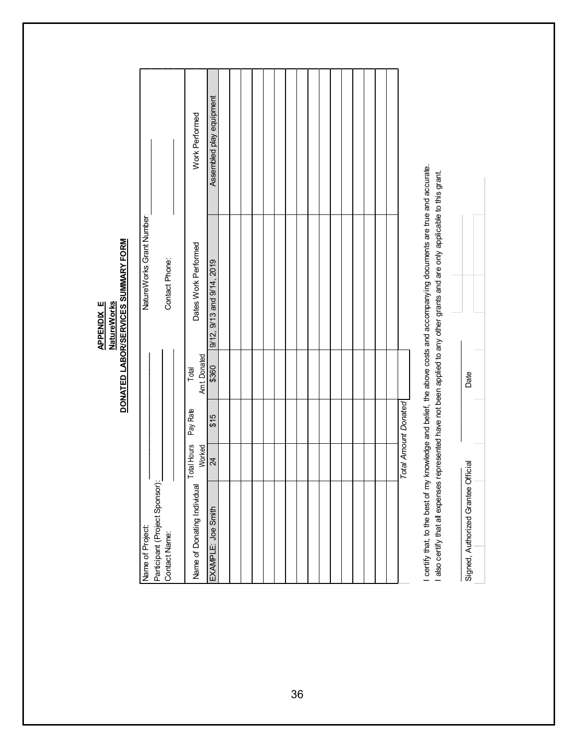# APPENDIX E

## NatureWorks

## DONATED LABOR/SERVICES SUMMARY FORM

Name of Project: ____________________ NatureWorks Grant Number: ____________________

Participant (Project Sponsor): ____________________

Contact Name: ____________________ Contact Phone: ____________________

| Name of Donating Individual | Total Hours Worked | Pay Rate | Total Amt Donated | Dates Work Performed | Work Performed |
|---|---|---|---|---|---|
| EXAMPLE: Joe Smith | 24 | $15 | $360 | 9/12, 9/13 and 9/14, 2019 | Assembled play equipment |
| | | | | | |
| | | | | | |
| | | | | | |
| | | | | | |
| | | | | | |
| | | | | | |
| | | | | | |
| | | | | | |
| | | | | | |
| | | | | | |
| | | | | | |
| | | | | | |
| | | | | | |
| | | | | | |
| | | *Total Amount Donated* | | | |

I certify that, to the best of my knowledge and belief, the above costs and accompanying documents are true and accurate.
I also certify that all expenses represented have not been applied to any other grants and are only applicable to this grant.

______________________________ ____________________
Signed, Authorized Grantee Official Date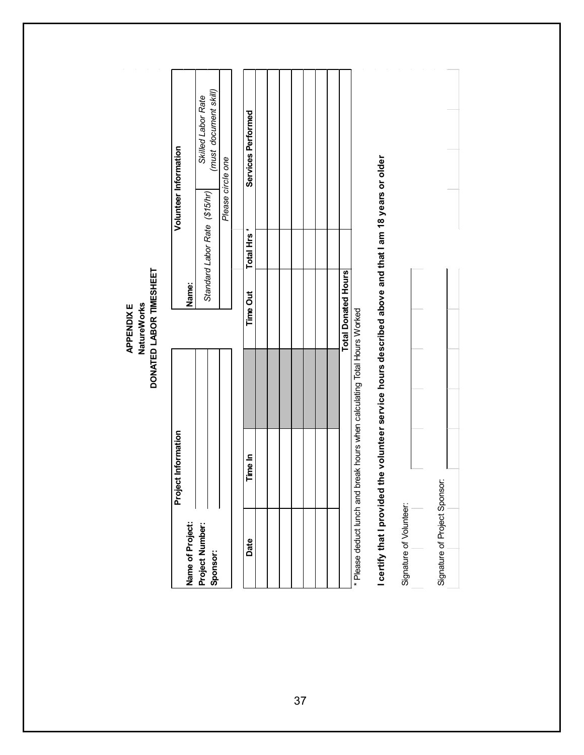# APPENDIX E
## NatureWorks
## DONATED LABOR TIMESHEET

| Project Information | |
|---|---|
| **Name of Project:** | |
| **Project Number:** | |
| **Sponsor:** | |

| Volunteer Information | |
|---|---|
| **Name:** | |
| *Standard Labor Rate ($15/hr)* | *Skilled Labor Rate (must document skill)* |
| | *Please circle one* |

| Date | Time In | | Time Out | Total Hrs * | Services Performed |
|---|---|---|---|---|---|
| | | | | | |
| | | | | | |
| | | | | | |
| | | | | | |
| | | | | | |
| | | | | | |
| | | | | | |
| | | | **Total Donated Hours** | | |

\* Please deduct lunch and break hours when calculating Total Hours Worked

**I certify that I provided the volunteer service hours described above and that I am 18 years or older**

Signature of Volunteer: ____________________

Signature of Project Sponsor: ____________________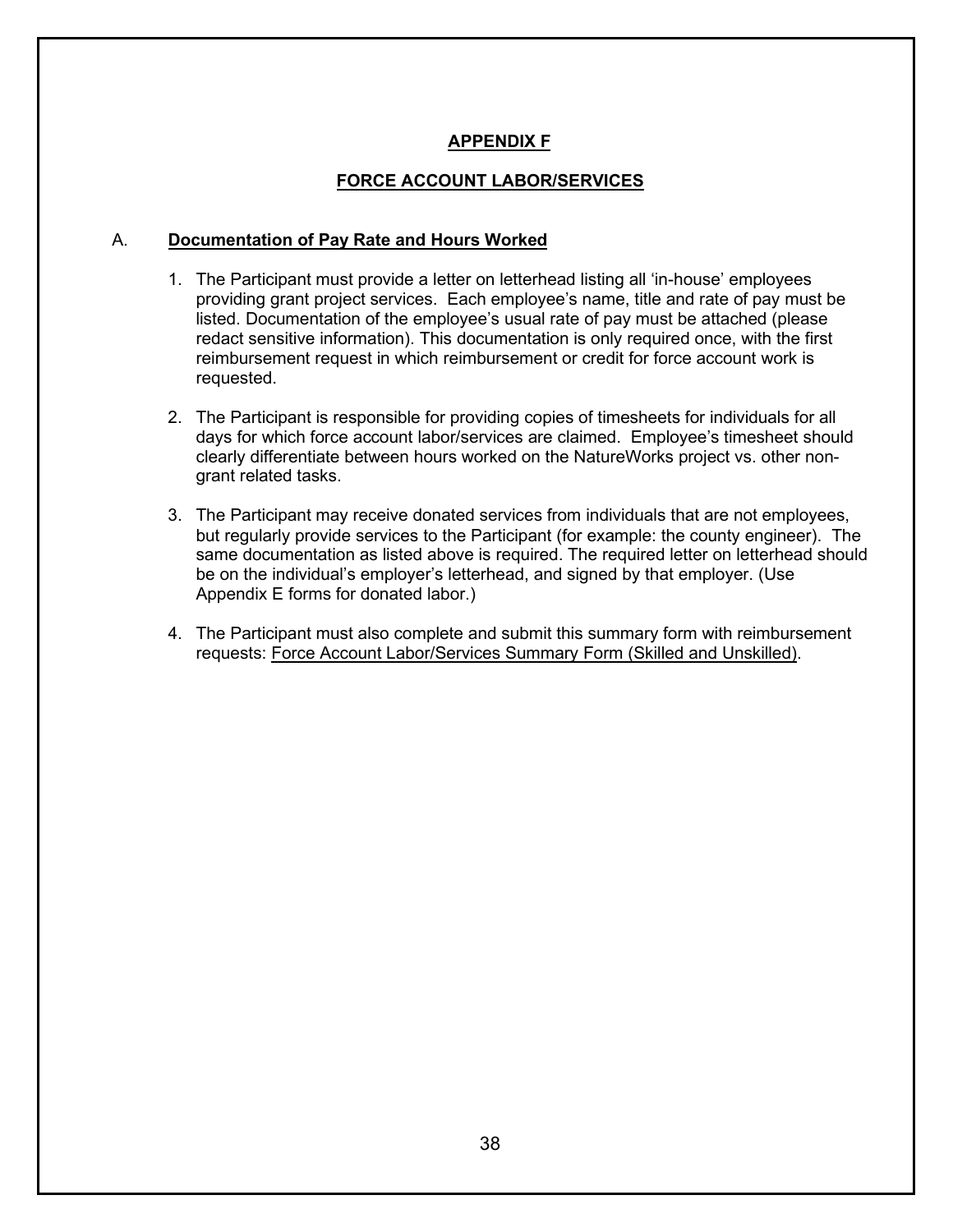# APPENDIX F

## FORCE ACCOUNT LABOR/SERVICES

### A. Documentation of Pay Rate and Hours Worked

1. The Participant must provide a letter on letterhead listing all 'in-house' employees providing grant project services. Each employee's name, title and rate of pay must be listed. Documentation of the employee's usual rate of pay must be attached (please redact sensitive information). This documentation is only required once, with the first reimbursement request in which reimbursement or credit for force account work is requested.

2. The Participant is responsible for providing copies of timesheets for individuals for all days for which force account labor/services are claimed. Employee's timesheet should clearly differentiate between hours worked on the NatureWorks project vs. other non-grant related tasks.

3. The Participant may receive donated services from individuals that are not employees, but regularly provide services to the Participant (for example: the county engineer). The same documentation as listed above is required. The required letter on letterhead should be on the individual's employer's letterhead, and signed by that employer. (Use Appendix E forms for donated labor.)

4. The Participant must also complete and submit this summary form with reimbursement requests: Force Account Labor/Services Summary Form (Skilled and Unskilled).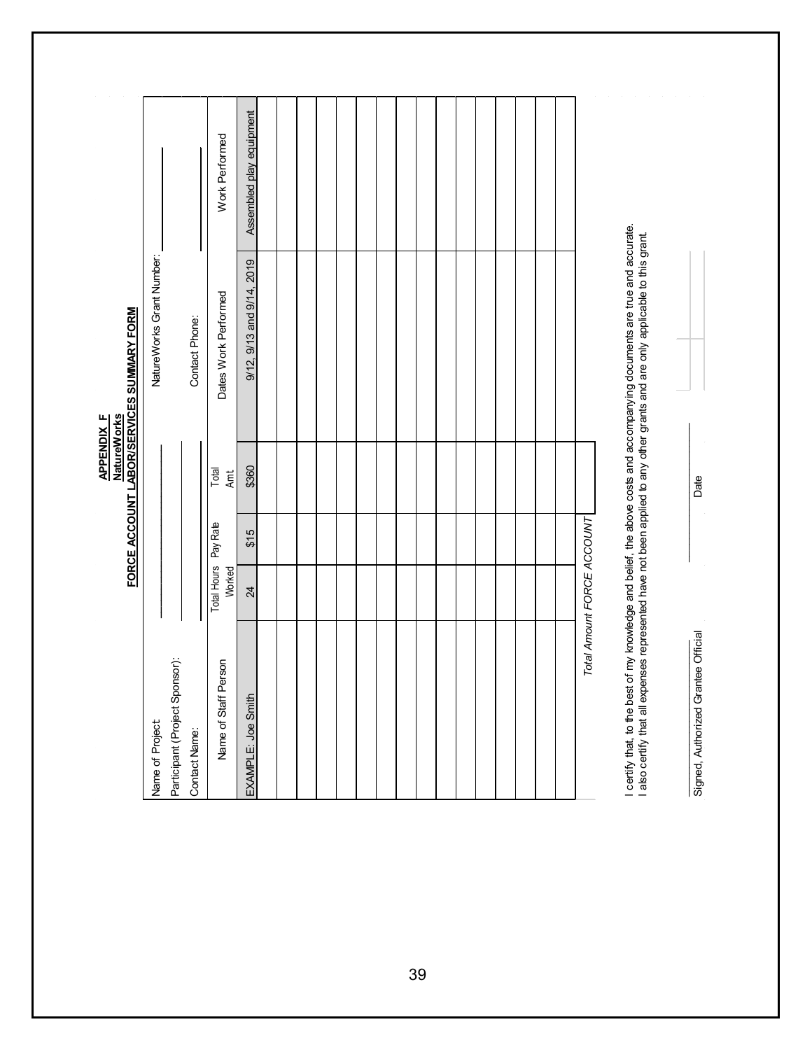# APPENDIX F

## NatureWorks

## FORCE ACCOUNT LABOR/SERVICES SUMMARY FORM

Name of Project: ______________________ NatureWorks Grant Number: ______________________

Participant (Project Sponsor): ______________________

Contact Name: ______________________ Contact Phone: ______________________

| Name of Staff Person | Total Hours Worked | Pay Rate | Total Amt | Dates Work Performed | Work Performed |
|---|---|---|---|---|---|
| EXAMPLE: Joe Smith | 24 | $15 | $360 | 9/12, 9/13 and 9/14, 2019 | Assembled play equipment |
| | | | | | |
| | | | | | |
| | | | | | |
| | | | | | |
| | | | | | |
| | | | | | |
| | | | | | |
| | | | | | |
| | | | | | |
| | | | | | |
| | | | | | |
| | | | | | |
| | | | | | |
| | | | | | |
| | | | | | |
| | | | | | |
| *Total Amount FORCE ACCOUNT* | | | | | |

I certify that, to the best of my knowledge and belief, the above costs and accompanying documents are true and accurate. I also certify that all expenses represented have not been applied to any other grants and are only applicable to this grant.

______________________ ______________________

Signed, Authorized Grantee Official Date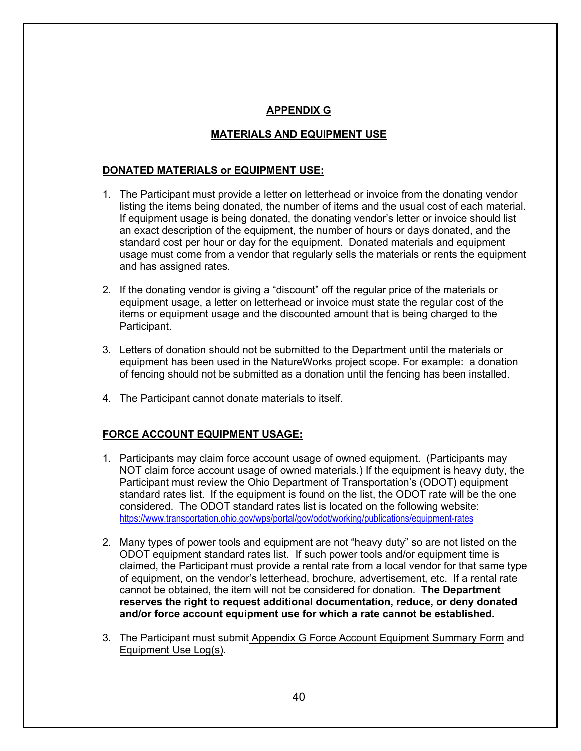# APPENDIX G

## MATERIALS AND EQUIPMENT USE

### DONATED MATERIALS or EQUIPMENT USE:

1. The Participant must provide a letter on letterhead or invoice from the donating vendor listing the items being donated, the number of items and the usual cost of each material. If equipment usage is being donated, the donating vendor's letter or invoice should list an exact description of the equipment, the number of hours or days donated, and the standard cost per hour or day for the equipment. Donated materials and equipment usage must come from a vendor that regularly sells the materials or rents the equipment and has assigned rates.

2. If the donating vendor is giving a "discount" off the regular price of the materials or equipment usage, a letter on letterhead or invoice must state the regular cost of the items or equipment usage and the discounted amount that is being charged to the Participant.

3. Letters of donation should not be submitted to the Department until the materials or equipment has been used in the NatureWorks project scope. For example: a donation of fencing should not be submitted as a donation until the fencing has been installed.

4. The Participant cannot donate materials to itself.

### FORCE ACCOUNT EQUIPMENT USAGE:

1. Participants may claim force account usage of owned equipment. (Participants may NOT claim force account usage of owned materials.) If the equipment is heavy duty, the Participant must review the Ohio Department of Transportation's (ODOT) equipment standard rates list. If the equipment is found on the list, the ODOT rate will be the one considered. The ODOT standard rates list is located on the following website: https://www.transportation.ohio.gov/wps/portal/gov/odot/working/publications/equipment-rates

2. Many types of power tools and equipment are not "heavy duty" so are not listed on the ODOT equipment standard rates list. If such power tools and/or equipment time is claimed, the Participant must provide a rental rate from a local vendor for that same type of equipment, on the vendor's letterhead, brochure, advertisement, etc. If a rental rate cannot be obtained, the item will not be considered for donation. **The Department reserves the right to request additional documentation, reduce, or deny donated and/or force account equipment use for which a rate cannot be established.**

3. The Participant must submit Appendix G Force Account Equipment Summary Form and Equipment Use Log(s).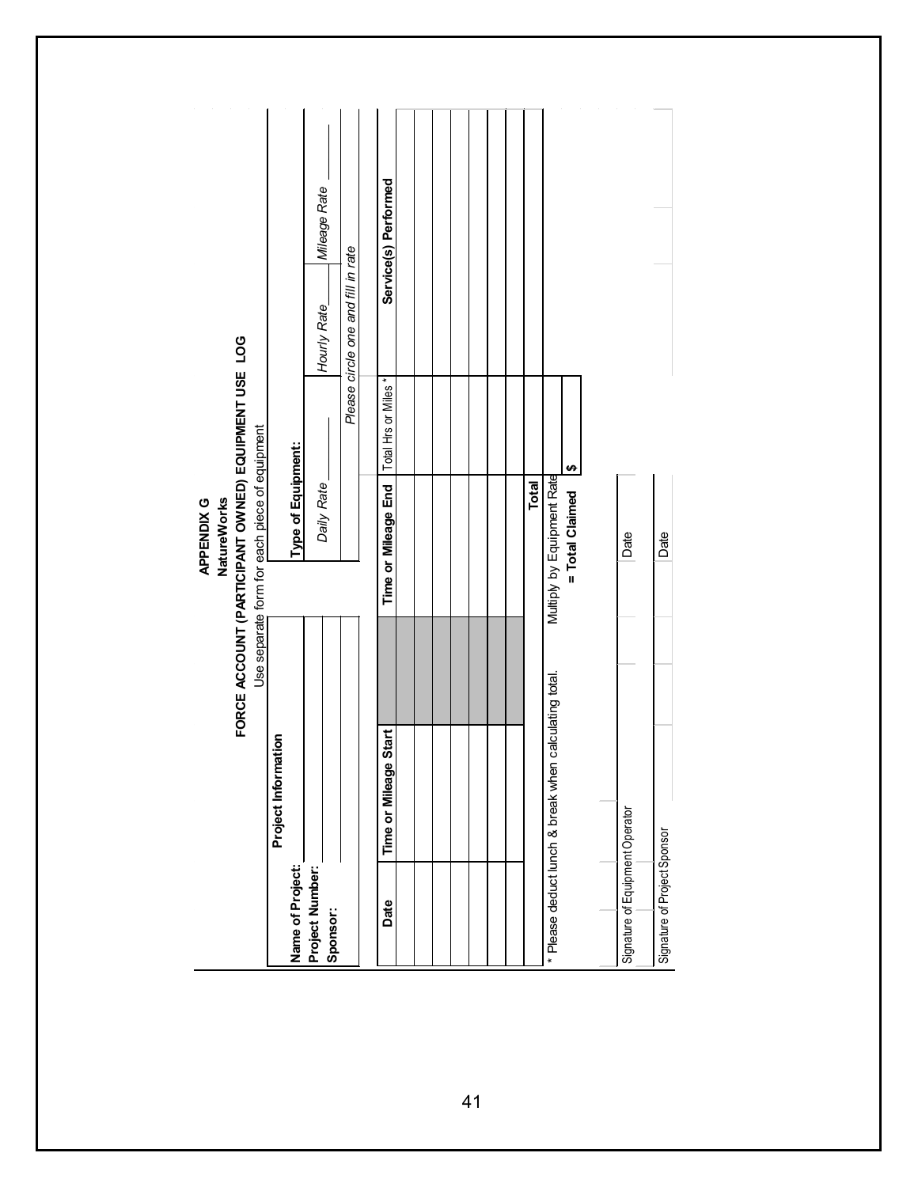# APPENDIX G

## NatureWorks

## FORCE ACCOUNT (PARTICIPANT OWNED) EQUIPMENT USE LOG

Use separate form for each piece of equipment

**Project Information**

**Name of Project:**

**Project Number:**

**Sponsor:**

**Type of Equipment:**

*Daily Rate* ______ *Hourly Rate* ______ *Mileage Rate* ______

*Please circle one and fill in rate*

| Date | Time or Mileage Start | | Time or Mileage End | Total Hrs or Miles * | Service(s) Performed |
|---|---|---|---|---|---|
| | | | | | |
| | | | | | |
| | | | | | |
| | | | | | |
| | | | | | |
| | | | | | |
| | | | **Total** | | |
| * Please deduct lunch & break when calculating total. | | | Multiply by Equipment Rate | | |
| | | | **= Total Claimed** | $ | |

Signature of Equipment Operator ______ Date ______

Signature of Project Sponsor ______ Date ______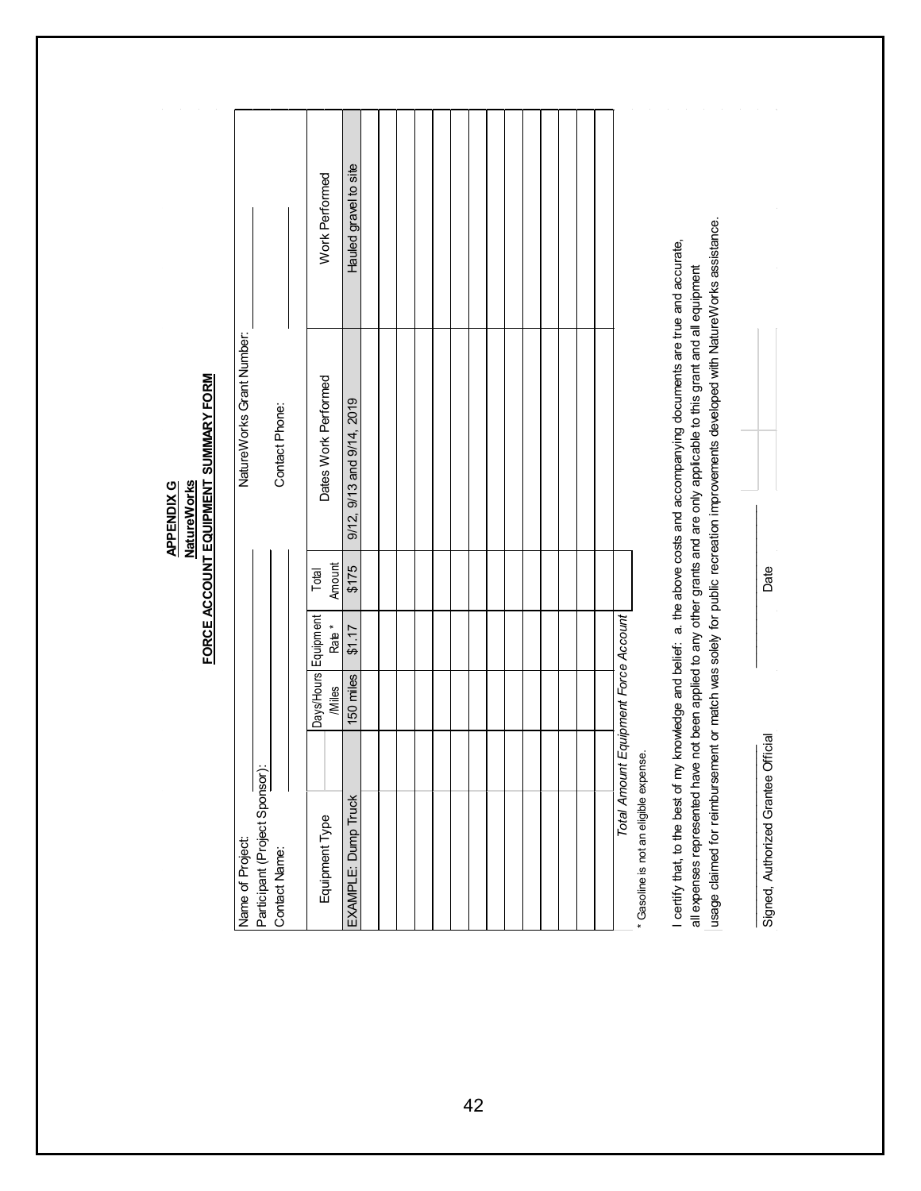# APPENDIX G

## NatureWorks

## FORCE ACCOUNT EQUIPMENT SUMMARY FORM

Name of Project: ____________________ NatureWorks Grant Number: ____________________

Participant (Project Sponsor): ____________________

Contact Name: ____________________ Contact Phone: ____________________

| Equipment Type | Days/Hours /Miles | Equipment Rate * | Total Amount | Dates Work Performed | Work Performed |
|---|---|---|---|---|---|
| EXAMPLE: Dump Truck | 150 miles | $1.17 | $175 | 9/12, 9/13 and 9/14, 2019 | Hauled gravel to site |
| | | | | | |
| | | | | | |
| | | | | | |
| | | | | | |
| | | | | | |
| | | | | | |
| | | | | | |
| | | | | | |
| | | | | | |
| | | | | | |
| | | | | | |
| | | | | | |
| | | | | | |
| *Total Amount Equipment Force Account* | | | | | |

\* Gasoline is not an eligible expense.

I certify that, to the best of my knowledge and belief: a. the above costs and accompanying documents are true and accurate, all expenses represented have not been applied to any other grants and are only applicable to this grant and all equipment usage claimed for reimbursement or match was solely for public recreation improvements developed with NatureWorks assistance.

____________________ ____________________

Signed, Authorized Grantee Official Date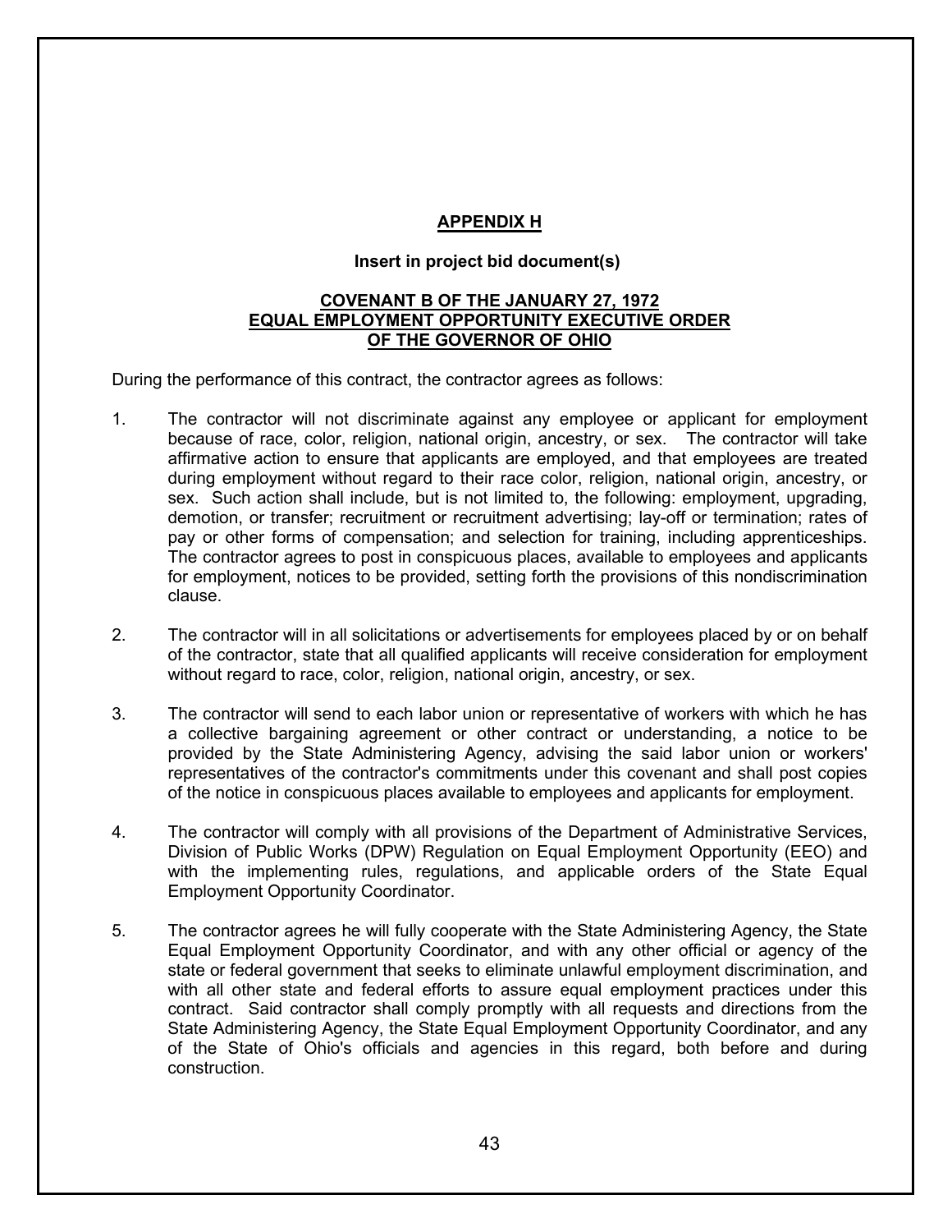# APPENDIX H

**Insert in project bid document(s)**

**COVENANT B OF THE JANUARY 27, 1972 EQUAL EMPLOYMENT OPPORTUNITY EXECUTIVE ORDER OF THE GOVERNOR OF OHIO**

During the performance of this contract, the contractor agrees as follows:

1. The contractor will not discriminate against any employee or applicant for employment because of race, color, religion, national origin, ancestry, or sex. The contractor will take affirmative action to ensure that applicants are employed, and that employees are treated during employment without regard to their race color, religion, national origin, ancestry, or sex. Such action shall include, but is not limited to, the following: employment, upgrading, demotion, or transfer; recruitment or recruitment advertising; lay-off or termination; rates of pay or other forms of compensation; and selection for training, including apprenticeships. The contractor agrees to post in conspicuous places, available to employees and applicants for employment, notices to be provided, setting forth the provisions of this nondiscrimination clause.

2. The contractor will in all solicitations or advertisements for employees placed by or on behalf of the contractor, state that all qualified applicants will receive consideration for employment without regard to race, color, religion, national origin, ancestry, or sex.

3. The contractor will send to each labor union or representative of workers with which he has a collective bargaining agreement or other contract or understanding, a notice to be provided by the State Administering Agency, advising the said labor union or workers' representatives of the contractor's commitments under this covenant and shall post copies of the notice in conspicuous places available to employees and applicants for employment.

4. The contractor will comply with all provisions of the Department of Administrative Services, Division of Public Works (DPW) Regulation on Equal Employment Opportunity (EEO) and with the implementing rules, regulations, and applicable orders of the State Equal Employment Opportunity Coordinator.

5. The contractor agrees he will fully cooperate with the State Administering Agency, the State Equal Employment Opportunity Coordinator, and with any other official or agency of the state or federal government that seeks to eliminate unlawful employment discrimination, and with all other state and federal efforts to assure equal employment practices under this contract. Said contractor shall comply promptly with all requests and directions from the State Administering Agency, the State Equal Employment Opportunity Coordinator, and any of the State of Ohio's officials and agencies in this regard, both before and during construction.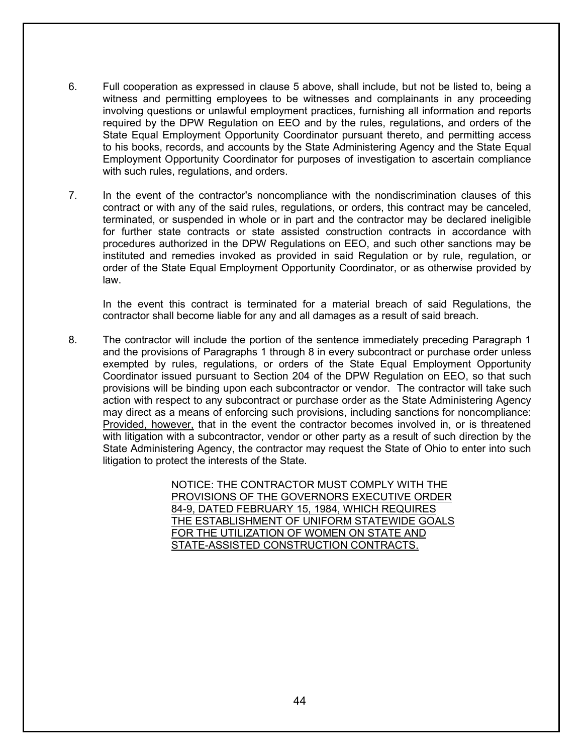6. Full cooperation as expressed in clause 5 above, shall include, but not be listed to, being a witness and permitting employees to be witnesses and complainants in any proceeding involving questions or unlawful employment practices, furnishing all information and reports required by the DPW Regulation on EEO and by the rules, regulations, and orders of the State Equal Employment Opportunity Coordinator pursuant thereto, and permitting access to his books, records, and accounts by the State Administering Agency and the State Equal Employment Opportunity Coordinator for purposes of investigation to ascertain compliance with such rules, regulations, and orders.

7. In the event of the contractor's noncompliance with the nondiscrimination clauses of this contract or with any of the said rules, regulations, or orders, this contract may be canceled, terminated, or suspended in whole or in part and the contractor may be declared ineligible for further state contracts or state assisted construction contracts in accordance with procedures authorized in the DPW Regulations on EEO, and such other sanctions may be instituted and remedies invoked as provided in said Regulation or by rule, regulation, or order of the State Equal Employment Opportunity Coordinator, or as otherwise provided by law.

   In the event this contract is terminated for a material breach of said Regulations, the contractor shall become liable for any and all damages as a result of said breach.

8. The contractor will include the portion of the sentence immediately preceding Paragraph 1 and the provisions of Paragraphs 1 through 8 in every subcontract or purchase order unless exempted by rules, regulations, or orders of the State Equal Employment Opportunity Coordinator issued pursuant to Section 204 of the DPW Regulation on EEO, so that such provisions will be binding upon each subcontractor or vendor. The contractor will take such action with respect to any subcontract or purchase order as the State Administering Agency may direct as a means of enforcing such provisions, including sanctions for noncompliance: <u>Provided, however,</u> that in the event the contractor becomes involved in, or is threatened with litigation with a subcontractor, vendor or other party as a result of such direction by the State Administering Agency, the contractor may request the State of Ohio to enter into such litigation to protect the interests of the State.

<u>NOTICE: THE CONTRACTOR MUST COMPLY WITH THE PROVISIONS OF THE GOVERNORS EXECUTIVE ORDER 84-9, DATED FEBRUARY 15, 1984, WHICH REQUIRES THE ESTABLISHMENT OF UNIFORM STATEWIDE GOALS FOR THE UTILIZATION OF WOMEN ON STATE AND STATE-ASSISTED CONSTRUCTION CONTRACTS.</u>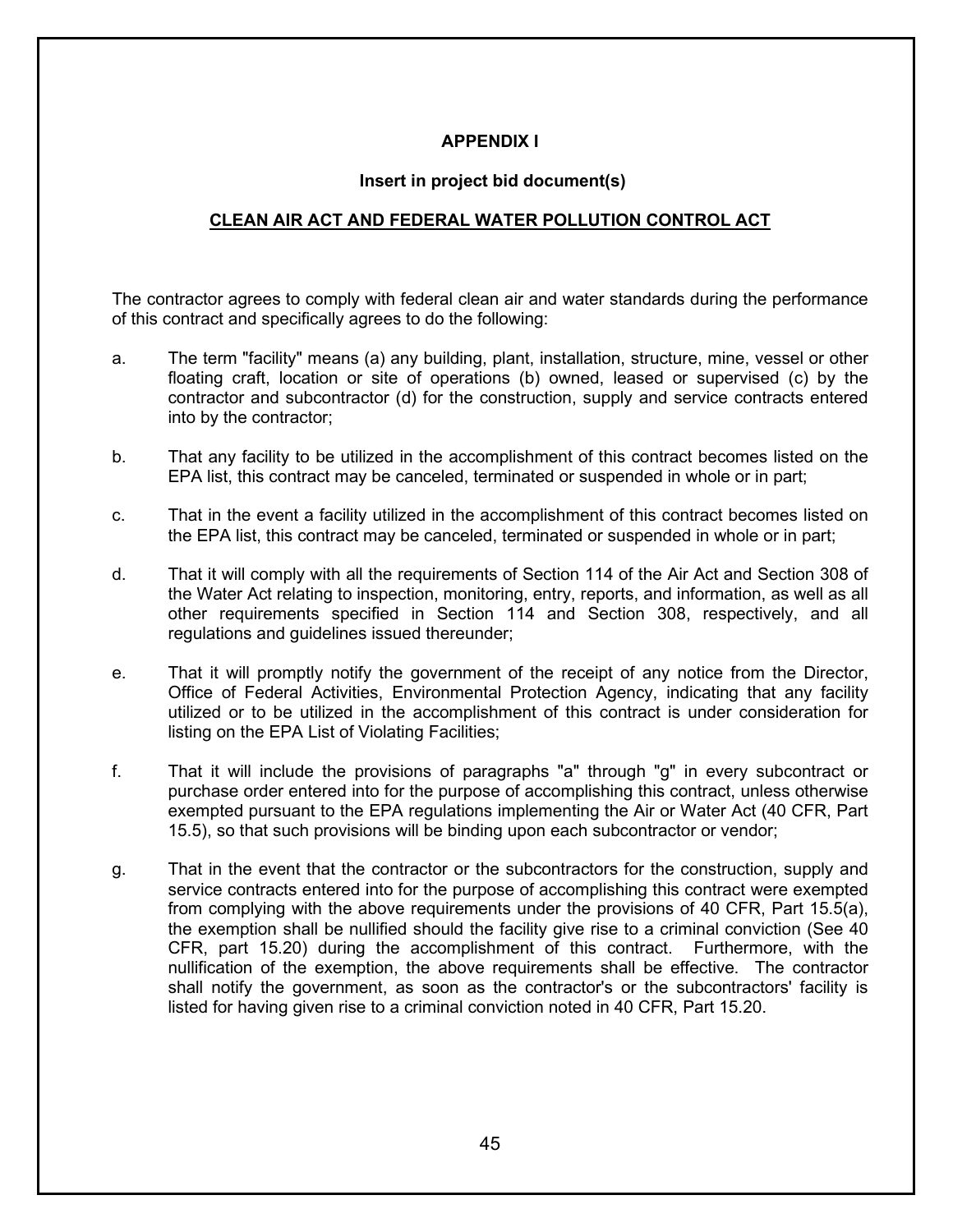**APPENDIX I**

**Insert in project bid document(s)**

**CLEAN AIR ACT AND FEDERAL WATER POLLUTION CONTROL ACT**

The contractor agrees to comply with federal clean air and water standards during the performance of this contract and specifically agrees to do the following:

a. The term "facility" means (a) any building, plant, installation, structure, mine, vessel or other floating craft, location or site of operations (b) owned, leased or supervised (c) by the contractor and subcontractor (d) for the construction, supply and service contracts entered into by the contractor;

b. That any facility to be utilized in the accomplishment of this contract becomes listed on the EPA list, this contract may be canceled, terminated or suspended in whole or in part;

c. That in the event a facility utilized in the accomplishment of this contract becomes listed on the EPA list, this contract may be canceled, terminated or suspended in whole or in part;

d. That it will comply with all the requirements of Section 114 of the Air Act and Section 308 of the Water Act relating to inspection, monitoring, entry, reports, and information, as well as all other requirements specified in Section 114 and Section 308, respectively, and all regulations and guidelines issued thereunder;

e. That it will promptly notify the government of the receipt of any notice from the Director, Office of Federal Activities, Environmental Protection Agency, indicating that any facility utilized or to be utilized in the accomplishment of this contract is under consideration for listing on the EPA List of Violating Facilities;

f. That it will include the provisions of paragraphs "a" through "g" in every subcontract or purchase order entered into for the purpose of accomplishing this contract, unless otherwise exempted pursuant to the EPA regulations implementing the Air or Water Act (40 CFR, Part 15.5), so that such provisions will be binding upon each subcontractor or vendor;

g. That in the event that the contractor or the subcontractors for the construction, supply and service contracts entered into for the purpose of accomplishing this contract were exempted from complying with the above requirements under the provisions of 40 CFR, Part 15.5(a), the exemption shall be nullified should the facility give rise to a criminal conviction (See 40 CFR, part 15.20) during the accomplishment of this contract. Furthermore, with the nullification of the exemption, the above requirements shall be effective. The contractor shall notify the government, as soon as the contractor's or the subcontractors' facility is listed for having given rise to a criminal conviction noted in 40 CFR, Part 15.20.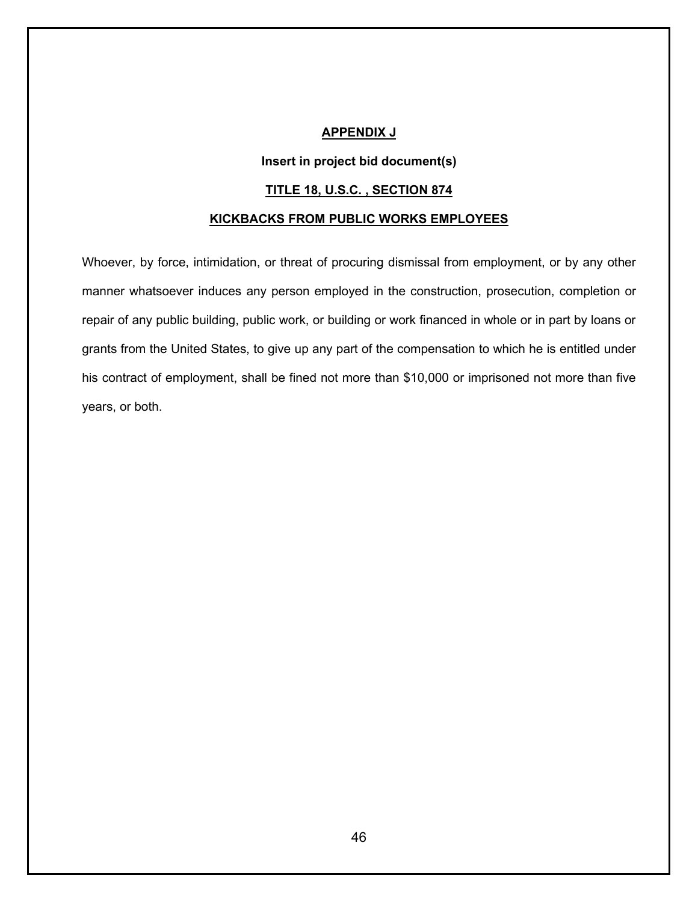# APPENDIX J

**Insert in project bid document(s)**

## TITLE 18, U.S.C. , SECTION 874

## KICKBACKS FROM PUBLIC WORKS EMPLOYEES

Whoever, by force, intimidation, or threat of procuring dismissal from employment, or by any other manner whatsoever induces any person employed in the construction, prosecution, completion or repair of any public building, public work, or building or work financed in whole or in part by loans or grants from the United States, to give up any part of the compensation to which he is entitled under his contract of employment, shall be fined not more than $10,000 or imprisoned not more than five years, or both.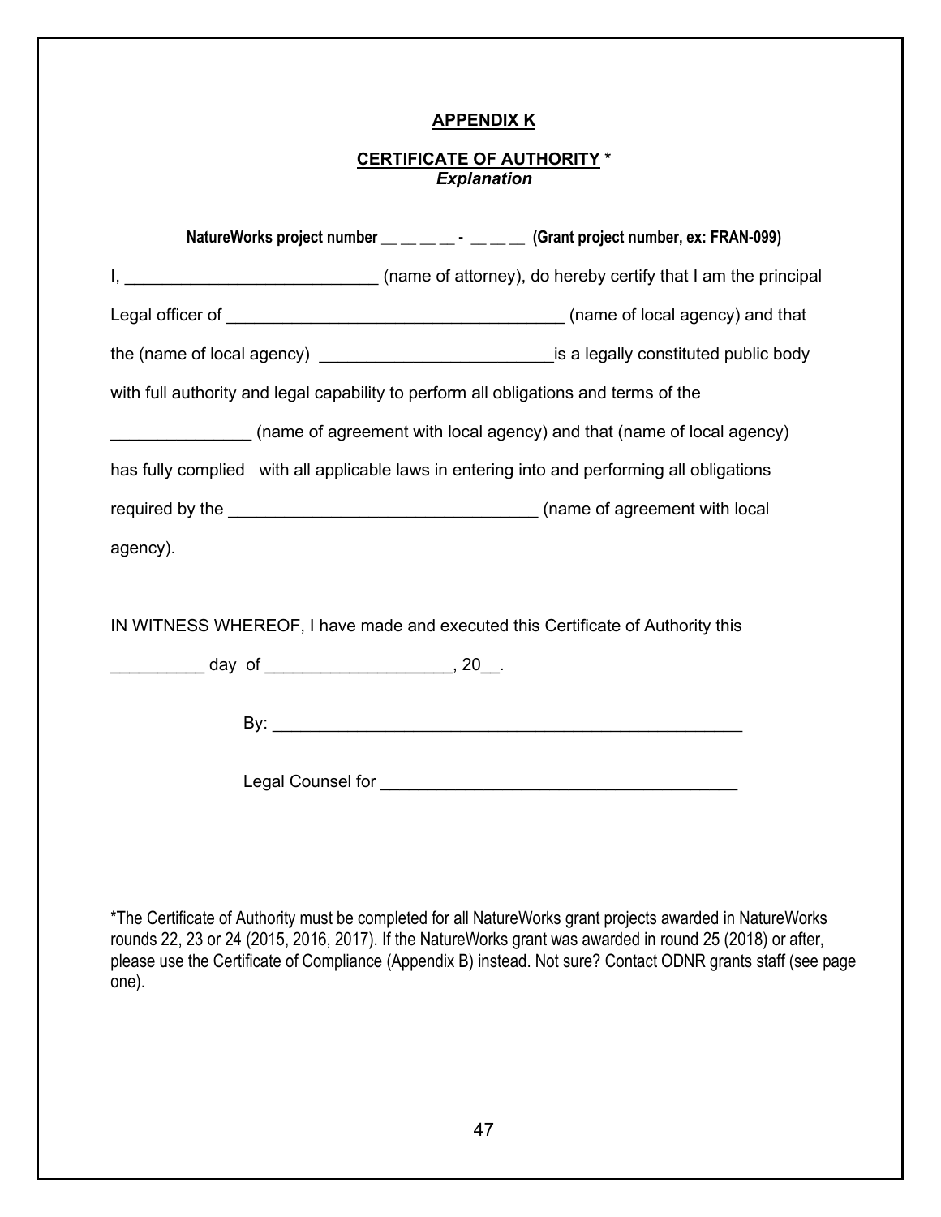## **APPENDIX K**

### **CERTIFICATE OF AUTHORITY** *
***Explanation***

**NatureWorks project number __ __ __ __ - __ __ __ (Grant project number, ex: FRAN-099)**

I, ___________________________ (name of attorney), do hereby certify that I am the principal Legal officer of ____________________________________ (name of local agency) and that the (name of local agency) _________________________is a legally constituted public body with full authority and legal capability to perform all obligations and terms of the _______________ (name of agreement with local agency) and that (name of local agency) has fully complied with all applicable laws in entering into and performing all obligations required by the _________________________________ (name of agreement with local agency).

IN WITNESS WHEREOF, I have made and executed this Certificate of Authority this __________ day of ____________________, 20__.

By: ____________________________________________________

Legal Counsel for ______________________________________

*The Certificate of Authority must be completed for all NatureWorks grant projects awarded in NatureWorks rounds 22, 23 or 24 (2015, 2016, 2017). If the NatureWorks grant was awarded in round 25 (2018) or after, please use the Certificate of Compliance (Appendix B) instead. Not sure? Contact ODNR grants staff (see page one).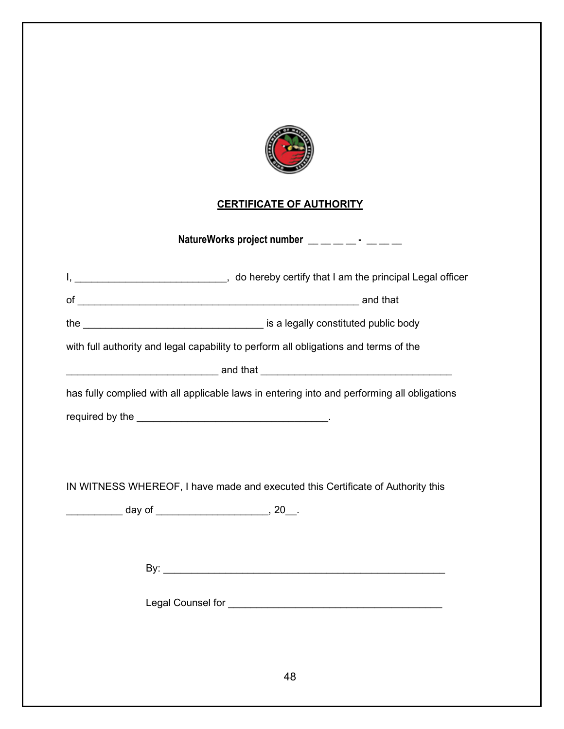## CERTIFICATE OF AUTHORITY

**NatureWorks project number __ __ __ __ - __ __ __**

I, ___________________________, do hereby certify that I am the principal Legal officer of __________________________________________________ and that the ________________________________ is a legally constituted public body with full authority and legal capability to perform all obligations and terms of the ___________________________ and that __________________________________ has fully complied with all applicable laws in entering into and performing all obligations required by the __________________________________.

IN WITNESS WHEREOF, I have made and executed this Certificate of Authority this __________ day of ____________________, 20__.

By: __________________________________________________

Legal Counsel for ______________________________________